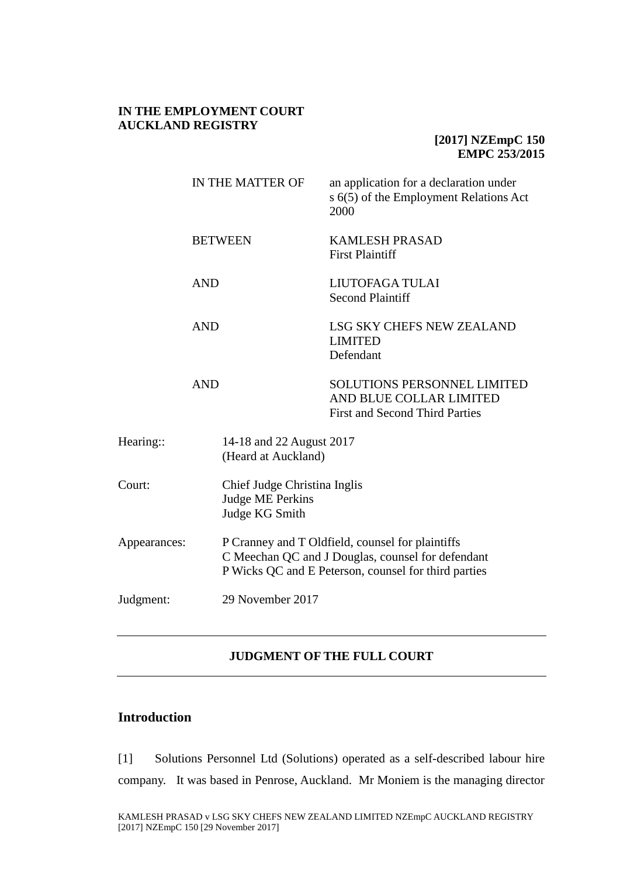**IN THE EMPLOYMENT COURT**
**AUCKLAND REGISTRY**

**[2017] NZEmpC 150**
**EMPC 253/2015**

| | |
|---|---|
| IN THE MATTER OF | an application for a declaration under s 6(5) of the Employment Relations Act 2000 |
| BETWEEN | KAMLESH PRASAD<br>First Plaintiff |
| AND | LIUTOFAGA TULAI<br>Second Plaintiff |
| AND | LSG SKY CHEFS NEW ZEALAND LIMITED<br>Defendant |
| AND | SOLUTIONS PERSONNEL LIMITED AND BLUE COLLAR LIMITED<br>First and Second Third Parties |

| | |
|---|---|
| Hearing:: | 14-18 and 22 August 2017<br>(Heard at Auckland) |
| Court: | Chief Judge Christina Inglis<br>Judge ME Perkins<br>Judge KG Smith |
| Appearances: | P Cranney and T Oldfield, counsel for plaintiffs<br>C Meechan QC and J Douglas, counsel for defendant<br>P Wicks QC and E Peterson, counsel for third parties |
| Judgment: | 29 November 2017 |

---

**JUDGMENT OF THE FULL COURT**

---

## Introduction

[1] Solutions Personnel Ltd (Solutions) operated as a self-described labour hire company. It was based in Penrose, Auckland. Mr Moniem is the managing director

KAMLESH PRASAD v LSG SKY CHEFS NEW ZEALAND LIMITED NZEmpC AUCKLAND REGISTRY [2017] NZEmpC 150 [29 November 2017]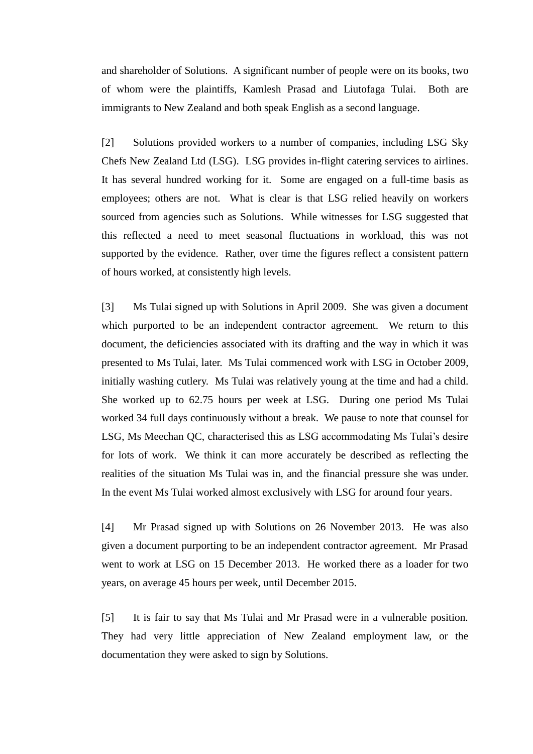and shareholder of Solutions. A significant number of people were on its books, two of whom were the plaintiffs, Kamlesh Prasad and Liutofaga Tulai. Both are immigrants to New Zealand and both speak English as a second language.

[2] Solutions provided workers to a number of companies, including LSG Sky Chefs New Zealand Ltd (LSG). LSG provides in-flight catering services to airlines. It has several hundred working for it. Some are engaged on a full-time basis as employees; others are not. What is clear is that LSG relied heavily on workers sourced from agencies such as Solutions. While witnesses for LSG suggested that this reflected a need to meet seasonal fluctuations in workload, this was not supported by the evidence. Rather, over time the figures reflect a consistent pattern of hours worked, at consistently high levels.

[3] Ms Tulai signed up with Solutions in April 2009. She was given a document which purported to be an independent contractor agreement. We return to this document, the deficiencies associated with its drafting and the way in which it was presented to Ms Tulai, later. Ms Tulai commenced work with LSG in October 2009, initially washing cutlery. Ms Tulai was relatively young at the time and had a child. She worked up to 62.75 hours per week at LSG. During one period Ms Tulai worked 34 full days continuously without a break. We pause to note that counsel for LSG, Ms Meechan QC, characterised this as LSG accommodating Ms Tulai's desire for lots of work. We think it can more accurately be described as reflecting the realities of the situation Ms Tulai was in, and the financial pressure she was under. In the event Ms Tulai worked almost exclusively with LSG for around four years.

[4] Mr Prasad signed up with Solutions on 26 November 2013. He was also given a document purporting to be an independent contractor agreement. Mr Prasad went to work at LSG on 15 December 2013. He worked there as a loader for two years, on average 45 hours per week, until December 2015.

[5] It is fair to say that Ms Tulai and Mr Prasad were in a vulnerable position. They had very little appreciation of New Zealand employment law, or the documentation they were asked to sign by Solutions.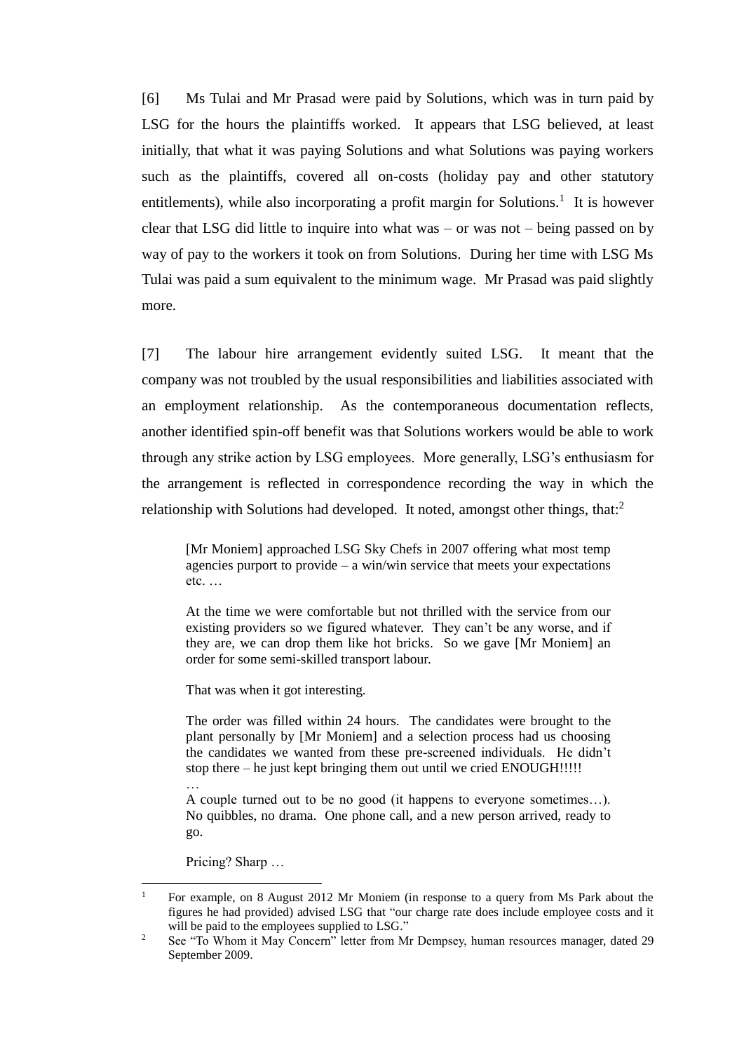[6] Ms Tulai and Mr Prasad were paid by Solutions, which was in turn paid by LSG for the hours the plaintiffs worked. It appears that LSG believed, at least initially, that what it was paying Solutions and what Solutions was paying workers such as the plaintiffs, covered all on-costs (holiday pay and other statutory entitlements), while also incorporating a profit margin for Solutions.[1] It is however clear that LSG did little to inquire into what was – or was not – being passed on by way of pay to the workers it took on from Solutions. During her time with LSG Ms Tulai was paid a sum equivalent to the minimum wage. Mr Prasad was paid slightly more.

[7] The labour hire arrangement evidently suited LSG. It meant that the company was not troubled by the usual responsibilities and liabilities associated with an employment relationship. As the contemporaneous documentation reflects, another identified spin-off benefit was that Solutions workers would be able to work through any strike action by LSG employees. More generally, LSG's enthusiasm for the arrangement is reflected in correspondence recording the way in which the relationship with Solutions had developed. It noted, amongst other things, that:[2]

> [Mr Moniem] approached LSG Sky Chefs in 2007 offering what most temp agencies purport to provide – a win/win service that meets your expectations etc. …
>
> At the time we were comfortable but not thrilled with the service from our existing providers so we figured whatever. They can't be any worse, and if they are, we can drop them like hot bricks. So we gave [Mr Moniem] an order for some semi-skilled transport labour.
>
> That was when it got interesting.
>
> The order was filled within 24 hours. The candidates were brought to the plant personally by [Mr Moniem] and a selection process had us choosing the candidates we wanted from these pre-screened individuals. He didn't stop there – he just kept bringing them out until we cried ENOUGH!!!!!
>
> …
>
> A couple turned out to be no good (it happens to everyone sometimes…). No quibbles, no drama. One phone call, and a new person arrived, ready to go.
>
> Pricing? Sharp …

---

[1] For example, on 8 August 2012 Mr Moniem (in response to a query from Ms Park about the figures he had provided) advised LSG that "our charge rate does include employee costs and it will be paid to the employees supplied to LSG."

[2] See "To Whom it May Concern" letter from Mr Dempsey, human resources manager, dated 29 September 2009.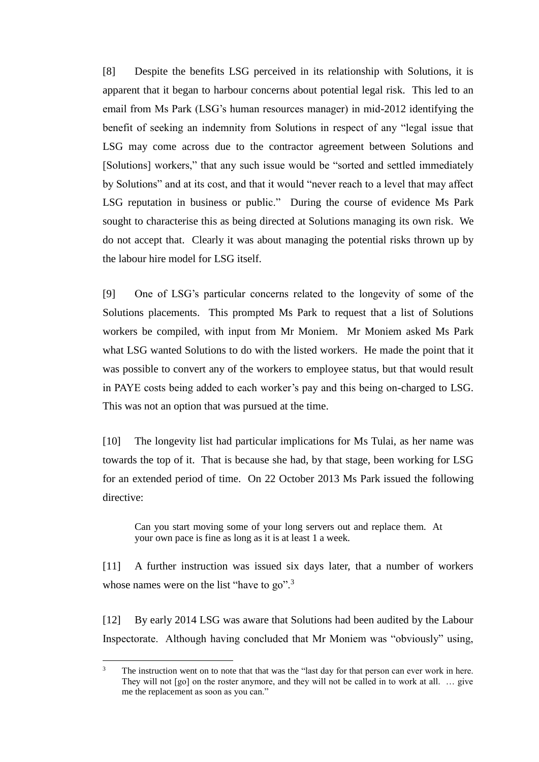[8] Despite the benefits LSG perceived in its relationship with Solutions, it is apparent that it began to harbour concerns about potential legal risk. This led to an email from Ms Park (LSG's human resources manager) in mid-2012 identifying the benefit of seeking an indemnity from Solutions in respect of any "legal issue that LSG may come across due to the contractor agreement between Solutions and [Solutions] workers," that any such issue would be "sorted and settled immediately by Solutions" and at its cost, and that it would "never reach to a level that may affect LSG reputation in business or public." During the course of evidence Ms Park sought to characterise this as being directed at Solutions managing its own risk. We do not accept that. Clearly it was about managing the potential risks thrown up by the labour hire model for LSG itself.

[9] One of LSG's particular concerns related to the longevity of some of the Solutions placements. This prompted Ms Park to request that a list of Solutions workers be compiled, with input from Mr Moniem. Mr Moniem asked Ms Park what LSG wanted Solutions to do with the listed workers. He made the point that it was possible to convert any of the workers to employee status, but that would result in PAYE costs being added to each worker's pay and this being on-charged to LSG. This was not an option that was pursued at the time.

[10] The longevity list had particular implications for Ms Tulai, as her name was towards the top of it. That is because she had, by that stage, been working for LSG for an extended period of time. On 22 October 2013 Ms Park issued the following directive:

> Can you start moving some of your long servers out and replace them. At your own pace is fine as long as it is at least 1 a week.

[11] A further instruction was issued six days later, that a number of workers whose names were on the list "have to go".[3]

[12] By early 2014 LSG was aware that Solutions had been audited by the Labour Inspectorate. Although having concluded that Mr Moniem was "obviously" using,

[3] The instruction went on to note that that was the "last day for that person can ever work in here. They will not [go] on the roster anymore, and they will not be called in to work at all. … give me the replacement as soon as you can."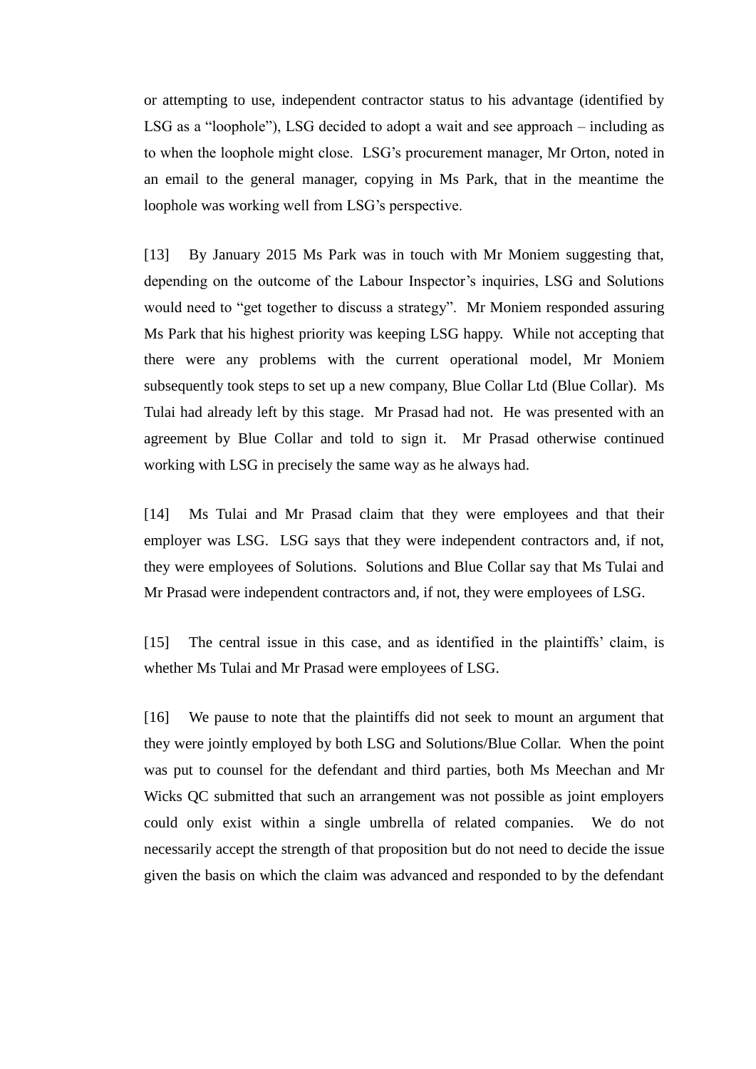or attempting to use, independent contractor status to his advantage (identified by LSG as a "loophole"), LSG decided to adopt a wait and see approach – including as to when the loophole might close. LSG's procurement manager, Mr Orton, noted in an email to the general manager, copying in Ms Park, that in the meantime the loophole was working well from LSG's perspective.

[13] By January 2015 Ms Park was in touch with Mr Moniem suggesting that, depending on the outcome of the Labour Inspector's inquiries, LSG and Solutions would need to "get together to discuss a strategy". Mr Moniem responded assuring Ms Park that his highest priority was keeping LSG happy. While not accepting that there were any problems with the current operational model, Mr Moniem subsequently took steps to set up a new company, Blue Collar Ltd (Blue Collar). Ms Tulai had already left by this stage. Mr Prasad had not. He was presented with an agreement by Blue Collar and told to sign it. Mr Prasad otherwise continued working with LSG in precisely the same way as he always had.

[14] Ms Tulai and Mr Prasad claim that they were employees and that their employer was LSG. LSG says that they were independent contractors and, if not, they were employees of Solutions. Solutions and Blue Collar say that Ms Tulai and Mr Prasad were independent contractors and, if not, they were employees of LSG.

[15] The central issue in this case, and as identified in the plaintiffs' claim, is whether Ms Tulai and Mr Prasad were employees of LSG.

[16] We pause to note that the plaintiffs did not seek to mount an argument that they were jointly employed by both LSG and Solutions/Blue Collar. When the point was put to counsel for the defendant and third parties, both Ms Meechan and Mr Wicks QC submitted that such an arrangement was not possible as joint employers could only exist within a single umbrella of related companies. We do not necessarily accept the strength of that proposition but do not need to decide the issue given the basis on which the claim was advanced and responded to by the defendant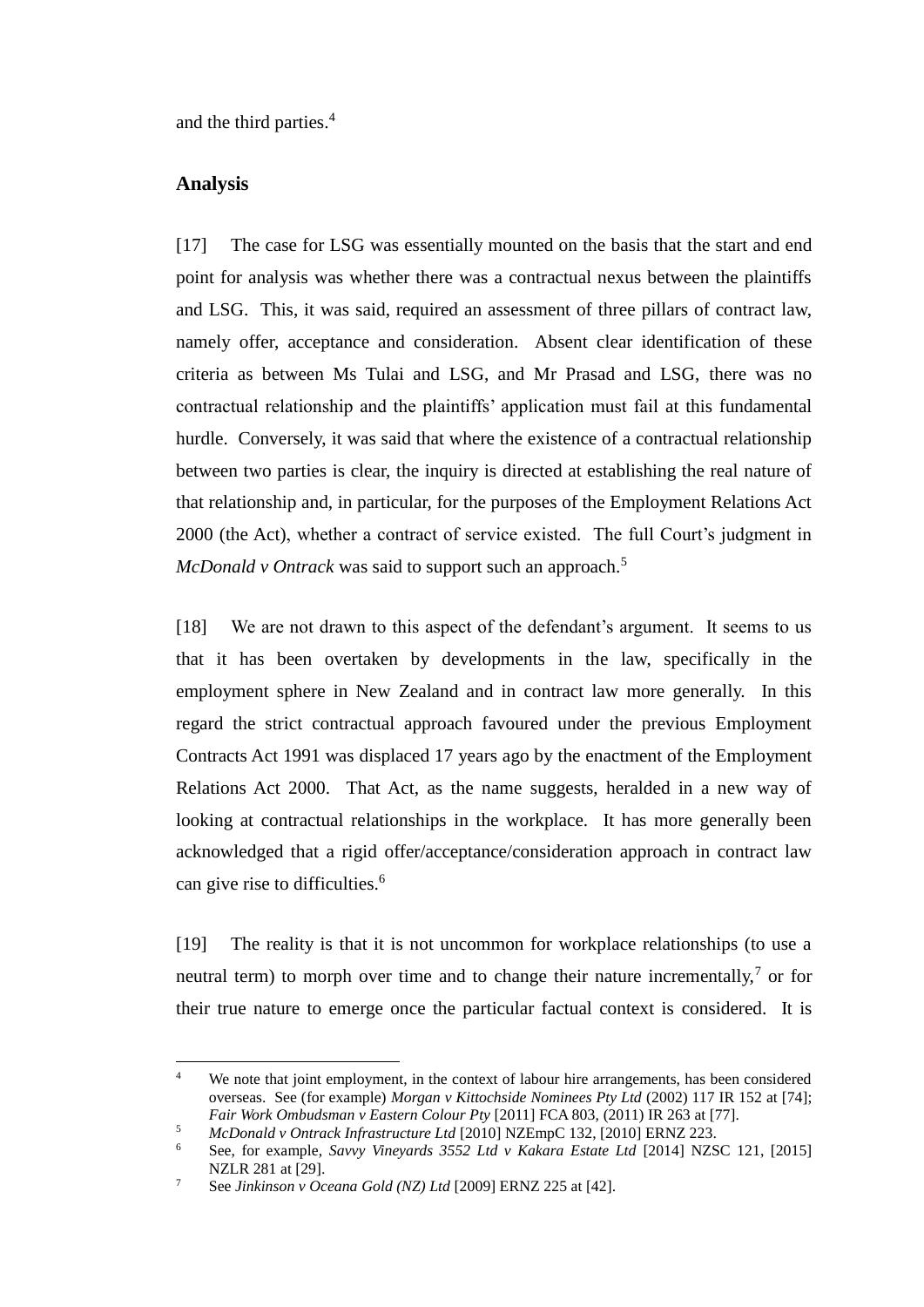and the third parties.[4]

## Analysis

[17] The case for LSG was essentially mounted on the basis that the start and end point for analysis was whether there was a contractual nexus between the plaintiffs and LSG. This, it was said, required an assessment of three pillars of contract law, namely offer, acceptance and consideration. Absent clear identification of these criteria as between Ms Tulai and LSG, and Mr Prasad and LSG, there was no contractual relationship and the plaintiffs' application must fail at this fundamental hurdle. Conversely, it was said that where the existence of a contractual relationship between two parties is clear, the inquiry is directed at establishing the real nature of that relationship and, in particular, for the purposes of the Employment Relations Act 2000 (the Act), whether a contract of service existed. The full Court's judgment in *McDonald v Ontrack* was said to support such an approach.[5]

[18] We are not drawn to this aspect of the defendant's argument. It seems to us that it has been overtaken by developments in the law, specifically in the employment sphere in New Zealand and in contract law more generally. In this regard the strict contractual approach favoured under the previous Employment Contracts Act 1991 was displaced 17 years ago by the enactment of the Employment Relations Act 2000. That Act, as the name suggests, heralded in a new way of looking at contractual relationships in the workplace. It has more generally been acknowledged that a rigid offer/acceptance/consideration approach in contract law can give rise to difficulties.[6]

[19] The reality is that it is not uncommon for workplace relationships (to use a neutral term) to morph over time and to change their nature incrementally,[7] or for their true nature to emerge once the particular factual context is considered. It is

---

[4] We note that joint employment, in the context of labour hire arrangements, has been considered overseas. See (for example) *Morgan v Kittochside Nominees Pty Ltd* (2002) 117 IR 152 at [74]; *Fair Work Ombudsman v Eastern Colour Pty* [2011] FCA 803, (2011) IR 263 at [77].

[5] *McDonald v Ontrack Infrastructure Ltd* [2010] NZEmpC 132, [2010] ERNZ 223.

[6] See, for example, *Savvy Vineyards 3552 Ltd v Kakara Estate Ltd* [2014] NZSC 121, [2015] NZLR 281 at [29].

[7] See *Jinkinson v Oceana Gold (NZ) Ltd* [2009] ERNZ 225 at [42].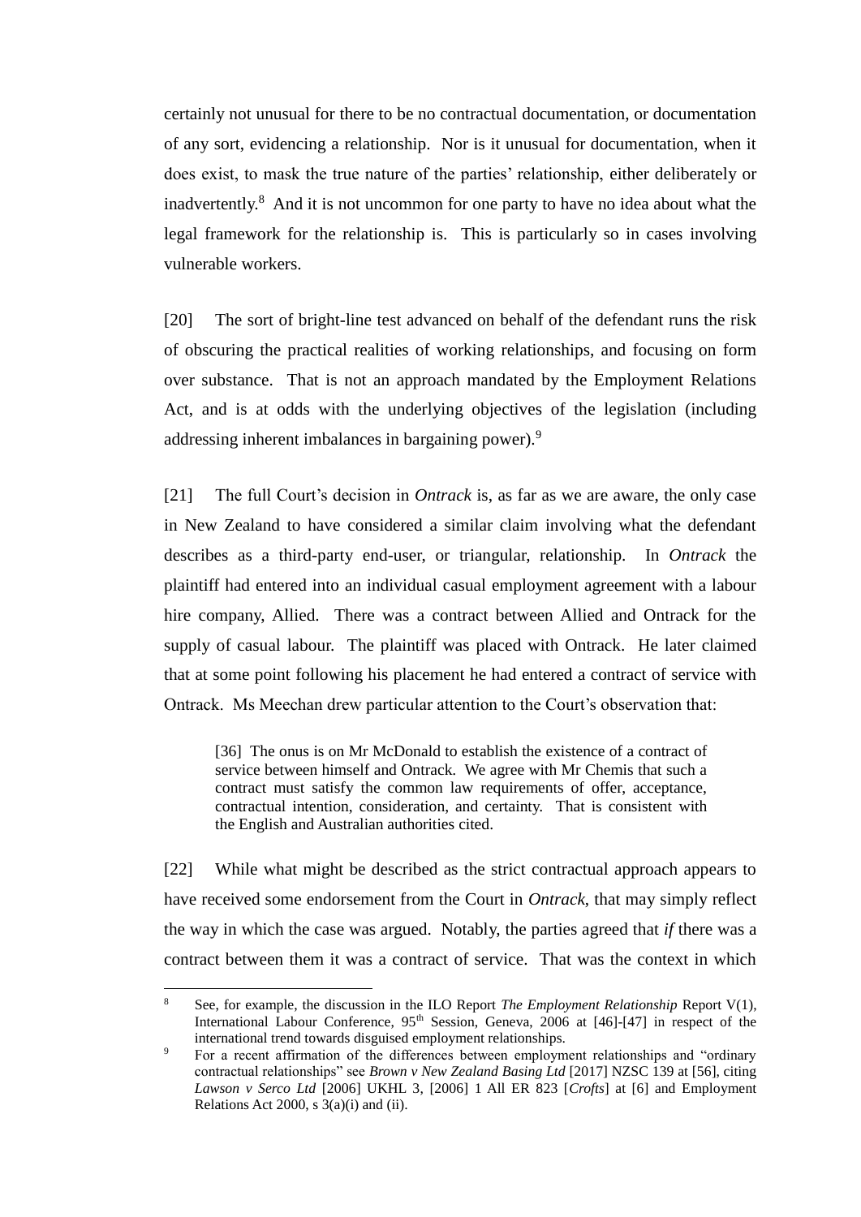certainly not unusual for there to be no contractual documentation, or documentation of any sort, evidencing a relationship. Nor is it unusual for documentation, when it does exist, to mask the true nature of the parties' relationship, either deliberately or inadvertently.[8] And it is not uncommon for one party to have no idea about what the legal framework for the relationship is. This is particularly so in cases involving vulnerable workers.

[20] The sort of bright-line test advanced on behalf of the defendant runs the risk of obscuring the practical realities of working relationships, and focusing on form over substance. That is not an approach mandated by the Employment Relations Act, and is at odds with the underlying objectives of the legislation (including addressing inherent imbalances in bargaining power).[9]

[21] The full Court's decision in *Ontrack* is, as far as we are aware, the only case in New Zealand to have considered a similar claim involving what the defendant describes as a third-party end-user, or triangular, relationship. In *Ontrack* the plaintiff had entered into an individual casual employment agreement with a labour hire company, Allied. There was a contract between Allied and Ontrack for the supply of casual labour. The plaintiff was placed with Ontrack. He later claimed that at some point following his placement he had entered a contract of service with Ontrack. Ms Meechan drew particular attention to the Court's observation that:

> [36] The onus is on Mr McDonald to establish the existence of a contract of service between himself and Ontrack. We agree with Mr Chemis that such a contract must satisfy the common law requirements of offer, acceptance, contractual intention, consideration, and certainty. That is consistent with the English and Australian authorities cited.

[22] While what might be described as the strict contractual approach appears to have received some endorsement from the Court in *Ontrack*, that may simply reflect the way in which the case was argued. Notably, the parties agreed that *if* there was a contract between them it was a contract of service. That was the context in which

---

[8] See, for example, the discussion in the ILO Report *The Employment Relationship* Report V(1), International Labour Conference, 95th Session, Geneva, 2006 at [46]-[47] in respect of the international trend towards disguised employment relationships.

[9] For a recent affirmation of the differences between employment relationships and "ordinary contractual relationships" see *Brown v New Zealand Basing Ltd* [2017] NZSC 139 at [56], citing *Lawson v Serco Ltd* [2006] UKHL 3, [2006] 1 All ER 823 [*Crofts*] at [6] and Employment Relations Act 2000, s 3(a)(i) and (ii).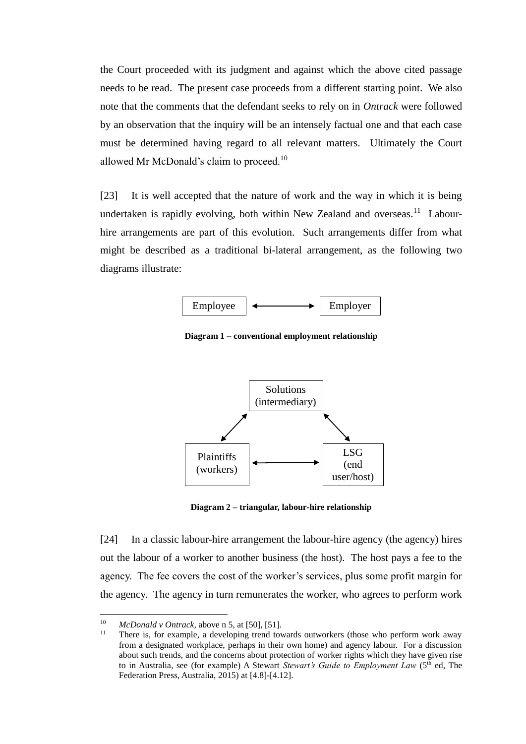the Court proceeded with its judgment and against which the above cited passage needs to be read. The present case proceeds from a different starting point. We also note that the comments that the defendant seeks to rely on in *Ontrack* were followed by an observation that the inquiry will be an intensely factual one and that each case must be determined having regard to all relevant matters. Ultimately the Court allowed Mr McDonald's claim to proceed.[10]

[23] It is well accepted that the nature of work and the way in which it is being undertaken is rapidly evolving, both within New Zealand and overseas.[11] Labour-hire arrangements are part of this evolution. Such arrangements differ from what might be described as a traditional bi-lateral arrangement, as the following two diagrams illustrate:

Employee ⟷ Employer

**Diagram 1 – conventional employment relationship**

Solutions (intermediary)

Plaintiffs (workers)

LSG (end user/host)

**Diagram 2 – triangular, labour-hire relationship**

[24] In a classic labour-hire arrangement the labour-hire agency (the agency) hires out the labour of a worker to another business (the host). The host pays a fee to the agency. The fee covers the cost of the worker's services, plus some profit margin for the agency. The agency in turn remunerates the worker, who agrees to perform work

---

[10] *McDonald v Ontrack*, above n 5, at [50], [51].

[11] There is, for example, a developing trend towards outworkers (those who perform work away from a designated workplace, perhaps in their own home) and agency labour. For a discussion about such trends, and the concerns about protection of worker rights which they have given rise to in Australia, see (for example) A Stewart *Stewart's Guide to Employment Law* (5th ed, The Federation Press, Australia, 2015) at [4.8]-[4.12].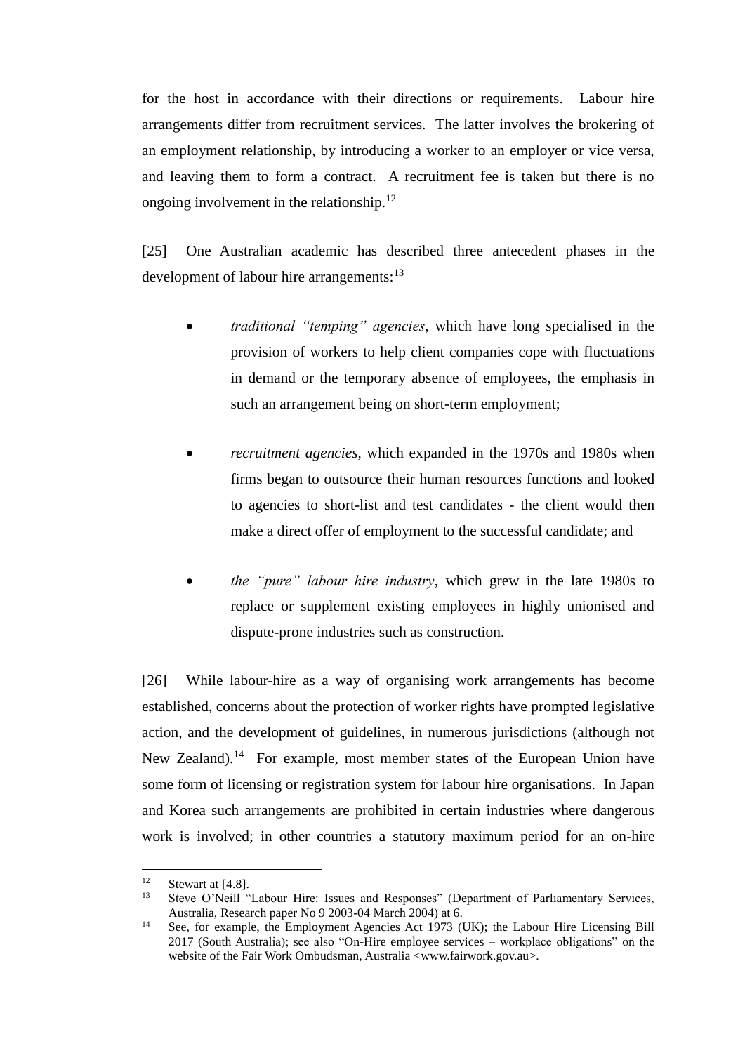for the host in accordance with their directions or requirements. Labour hire arrangements differ from recruitment services. The latter involves the brokering of an employment relationship, by introducing a worker to an employer or vice versa, and leaving them to form a contract. A recruitment fee is taken but there is no ongoing involvement in the relationship.[12]

[25] One Australian academic has described three antecedent phases in the development of labour hire arrangements:[13]

- *traditional "temping" agencies*, which have long specialised in the provision of workers to help client companies cope with fluctuations in demand or the temporary absence of employees, the emphasis in such an arrangement being on short-term employment;

- *recruitment agencies*, which expanded in the 1970s and 1980s when firms began to outsource their human resources functions and looked to agencies to short-list and test candidates - the client would then make a direct offer of employment to the successful candidate; and

- *the "pure" labour hire industry*, which grew in the late 1980s to replace or supplement existing employees in highly unionised and dispute-prone industries such as construction.

[26] While labour-hire as a way of organising work arrangements has become established, concerns about the protection of worker rights have prompted legislative action, and the development of guidelines, in numerous jurisdictions (although not New Zealand).[14] For example, most member states of the European Union have some form of licensing or registration system for labour hire organisations. In Japan and Korea such arrangements are prohibited in certain industries where dangerous work is involved; in other countries a statutory maximum period for an on-hire

---

[12] Stewart at [4.8].

[13] Steve O'Neill "Labour Hire: Issues and Responses" (Department of Parliamentary Services, Australia, Research paper No 9 2003-04 March 2004) at 6.

[14] See, for example, the Employment Agencies Act 1973 (UK); the Labour Hire Licensing Bill 2017 (South Australia); see also "On-Hire employee services – workplace obligations" on the website of the Fair Work Ombudsman, Australia <www.fairwork.gov.au>.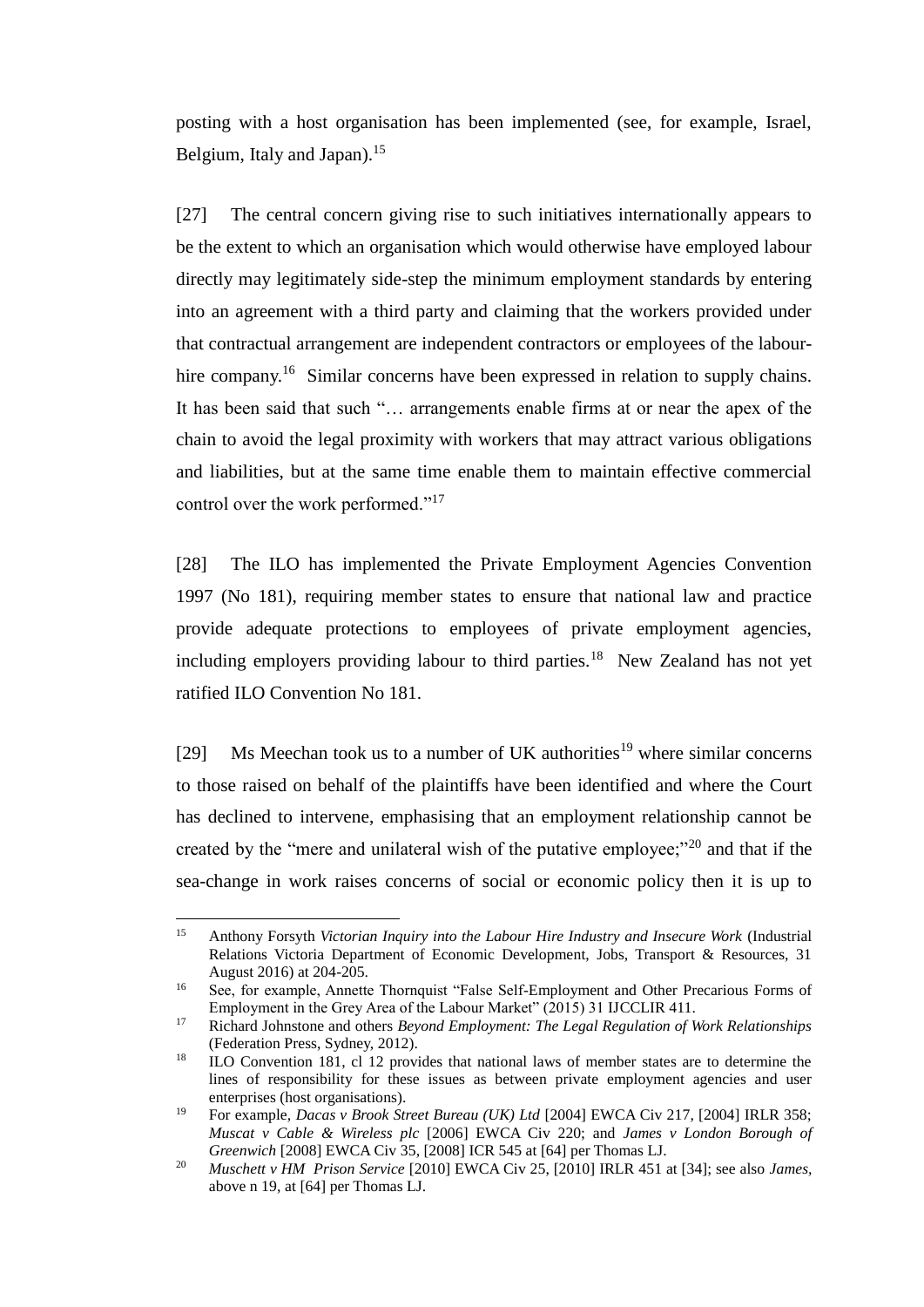posting with a host organisation has been implemented (see, for example, Israel, Belgium, Italy and Japan).[15]

[27] The central concern giving rise to such initiatives internationally appears to be the extent to which an organisation which would otherwise have employed labour directly may legitimately side-step the minimum employment standards by entering into an agreement with a third party and claiming that the workers provided under that contractual arrangement are independent contractors or employees of the labour-hire company.[16] Similar concerns have been expressed in relation to supply chains. It has been said that such "… arrangements enable firms at or near the apex of the chain to avoid the legal proximity with workers that may attract various obligations and liabilities, but at the same time enable them to maintain effective commercial control over the work performed."[17]

[28] The ILO has implemented the Private Employment Agencies Convention 1997 (No 181), requiring member states to ensure that national law and practice provide adequate protections to employees of private employment agencies, including employers providing labour to third parties.[18] New Zealand has not yet ratified ILO Convention No 181.

[29] Ms Meechan took us to a number of UK authorities[19] where similar concerns to those raised on behalf of the plaintiffs have been identified and where the Court has declined to intervene, emphasising that an employment relationship cannot be created by the "mere and unilateral wish of the putative employee;"[20] and that if the sea-change in work raises concerns of social or economic policy then it is up to

---

[15] Anthony Forsyth *Victorian Inquiry into the Labour Hire Industry and Insecure Work* (Industrial Relations Victoria Department of Economic Development, Jobs, Transport & Resources, 31 August 2016) at 204-205.

[16] See, for example, Annette Thornquist "False Self-Employment and Other Precarious Forms of Employment in the Grey Area of the Labour Market" (2015) 31 IJCCLIR 411.

[17] Richard Johnstone and others *Beyond Employment: The Legal Regulation of Work Relationships* (Federation Press, Sydney, 2012).

[18] ILO Convention 181, cl 12 provides that national laws of member states are to determine the lines of responsibility for these issues as between private employment agencies and user enterprises (host organisations).

[19] For example, *Dacas v Brook Street Bureau (UK) Ltd* [2004] EWCA Civ 217, [2004] IRLR 358; *Muscat v Cable & Wireless plc* [2006] EWCA Civ 220; and *James v London Borough of Greenwich* [2008] EWCA Civ 35, [2008] ICR 545 at [64] per Thomas LJ.

[20] *Muschett v HM Prison Service* [2010] EWCA Civ 25, [2010] IRLR 451 at [34]; see also *James*, above n 19, at [64] per Thomas LJ.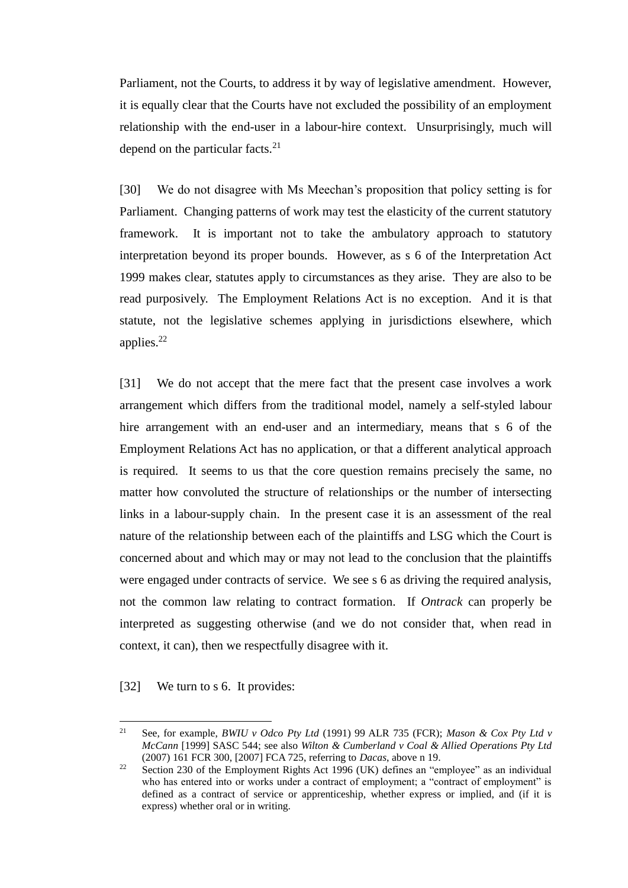Parliament, not the Courts, to address it by way of legislative amendment. However, it is equally clear that the Courts have not excluded the possibility of an employment relationship with the end-user in a labour-hire context. Unsurprisingly, much will depend on the particular facts.[21]

[30] We do not disagree with Ms Meechan's proposition that policy setting is for Parliament. Changing patterns of work may test the elasticity of the current statutory framework. It is important not to take the ambulatory approach to statutory interpretation beyond its proper bounds. However, as s 6 of the Interpretation Act 1999 makes clear, statutes apply to circumstances as they arise. They are also to be read purposively. The Employment Relations Act is no exception. And it is that statute, not the legislative schemes applying in jurisdictions elsewhere, which applies.[22]

[31] We do not accept that the mere fact that the present case involves a work arrangement which differs from the traditional model, namely a self-styled labour hire arrangement with an end-user and an intermediary, means that s 6 of the Employment Relations Act has no application, or that a different analytical approach is required. It seems to us that the core question remains precisely the same, no matter how convoluted the structure of relationships or the number of intersecting links in a labour-supply chain. In the present case it is an assessment of the real nature of the relationship between each of the plaintiffs and LSG which the Court is concerned about and which may or may not lead to the conclusion that the plaintiffs were engaged under contracts of service. We see s 6 as driving the required analysis, not the common law relating to contract formation. If *Ontrack* can properly be interpreted as suggesting otherwise (and we do not consider that, when read in context, it can), then we respectfully disagree with it.

[32] We turn to s 6. It provides:

---

[21] See, for example, *BWIU v Odco Pty Ltd* (1991) 99 ALR 735 (FCR); *Mason & Cox Pty Ltd v McCann* [1999] SASC 544; see also *Wilton & Cumberland v Coal & Allied Operations Pty Ltd* (2007) 161 FCR 300, [2007] FCA 725, referring to *Dacas*, above n 19.

[22] Section 230 of the Employment Rights Act 1996 (UK) defines an "employee" as an individual who has entered into or works under a contract of employment; a "contract of employment" is defined as a contract of service or apprenticeship, whether express or implied, and (if it is express) whether oral or in writing.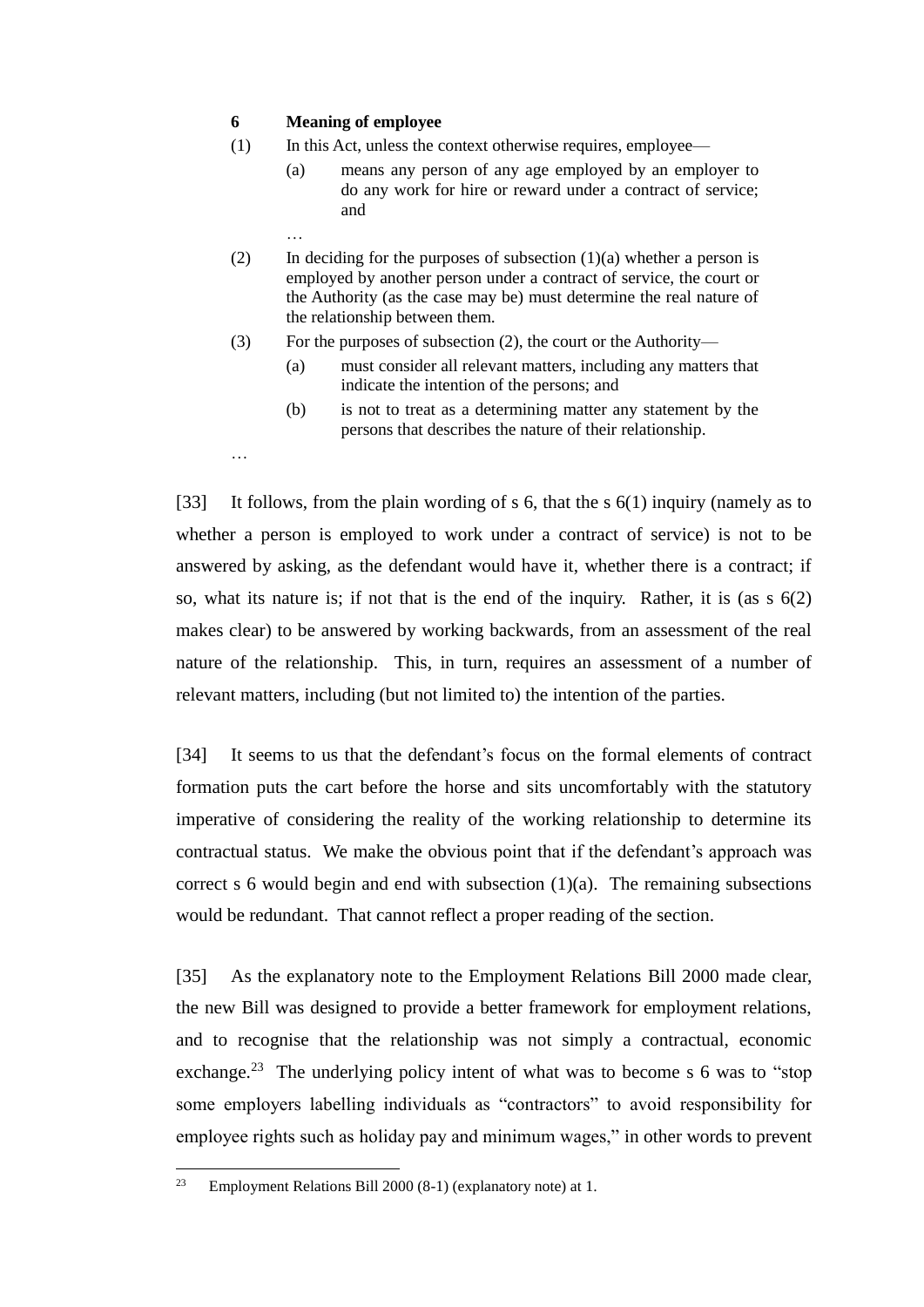**6 Meaning of employee**

(1) In this Act, unless the context otherwise requires, employee—

(a) means any person of any age employed by an employer to do any work for hire or reward under a contract of service; and

…

(2) In deciding for the purposes of subsection (1)(a) whether a person is employed by another person under a contract of service, the court or the Authority (as the case may be) must determine the real nature of the relationship between them.

(3) For the purposes of subsection (2), the court or the Authority—

(a) must consider all relevant matters, including any matters that indicate the intention of the persons; and

(b) is not to treat as a determining matter any statement by the persons that describes the nature of their relationship.

…

[33] It follows, from the plain wording of s 6, that the s 6(1) inquiry (namely as to whether a person is employed to work under a contract of service) is not to be answered by asking, as the defendant would have it, whether there is a contract; if so, what its nature is; if not that is the end of the inquiry. Rather, it is (as s 6(2) makes clear) to be answered by working backwards, from an assessment of the real nature of the relationship. This, in turn, requires an assessment of a number of relevant matters, including (but not limited to) the intention of the parties.

[34] It seems to us that the defendant's focus on the formal elements of contract formation puts the cart before the horse and sits uncomfortably with the statutory imperative of considering the reality of the working relationship to determine its contractual status. We make the obvious point that if the defendant's approach was correct s 6 would begin and end with subsection (1)(a). The remaining subsections would be redundant. That cannot reflect a proper reading of the section.

[35] As the explanatory note to the Employment Relations Bill 2000 made clear, the new Bill was designed to provide a better framework for employment relations, and to recognise that the relationship was not simply a contractual, economic exchange.[23] The underlying policy intent of what was to become s 6 was to "stop some employers labelling individuals as "contractors" to avoid responsibility for employee rights such as holiday pay and minimum wages," in other words to prevent

[23] Employment Relations Bill 2000 (8-1) (explanatory note) at 1.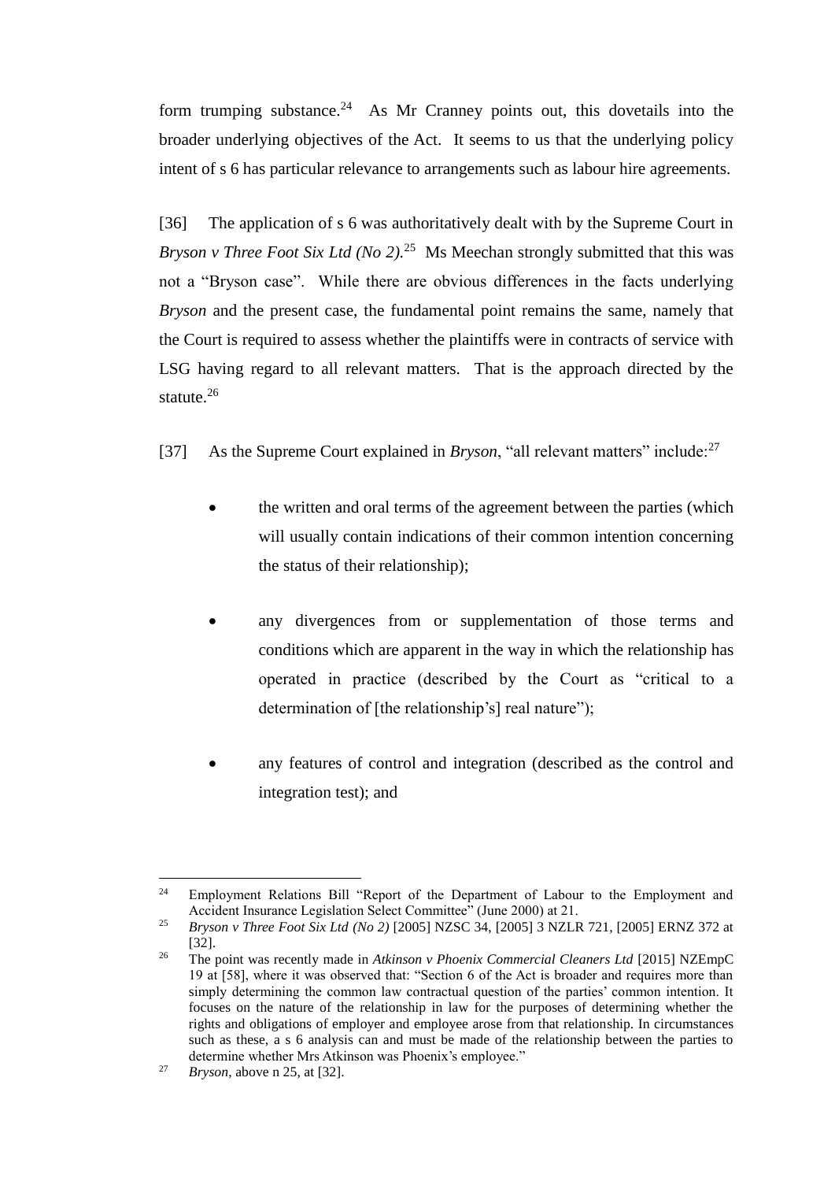form trumping substance.[24] As Mr Cranney points out, this dovetails into the broader underlying objectives of the Act. It seems to us that the underlying policy intent of s 6 has particular relevance to arrangements such as labour hire agreements.

[36] The application of s 6 was authoritatively dealt with by the Supreme Court in *Bryson v Three Foot Six Ltd (No 2).*[25] Ms Meechan strongly submitted that this was not a "Bryson case". While there are obvious differences in the facts underlying *Bryson* and the present case, the fundamental point remains the same, namely that the Court is required to assess whether the plaintiffs were in contracts of service with LSG having regard to all relevant matters. That is the approach directed by the statute.[26]

[37] As the Supreme Court explained in *Bryson*, "all relevant matters" include:[27]

- the written and oral terms of the agreement between the parties (which will usually contain indications of their common intention concerning the status of their relationship);
- any divergences from or supplementation of those terms and conditions which are apparent in the way in which the relationship has operated in practice (described by the Court as "critical to a determination of [the relationship's] real nature");
- any features of control and integration (described as the control and integration test); and

---

[24] Employment Relations Bill "Report of the Department of Labour to the Employment and Accident Insurance Legislation Select Committee" (June 2000) at 21.

[25] *Bryson v Three Foot Six Ltd (No 2)* [2005] NZSC 34, [2005] 3 NZLR 721, [2005] ERNZ 372 at [32].

[26] The point was recently made in *Atkinson v Phoenix Commercial Cleaners Ltd* [2015] NZEmpC 19 at [58], where it was observed that: "Section 6 of the Act is broader and requires more than simply determining the common law contractual question of the parties' common intention. It focuses on the nature of the relationship in law for the purposes of determining whether the rights and obligations of employer and employee arose from that relationship. In circumstances such as these, a s 6 analysis can and must be made of the relationship between the parties to determine whether Mrs Atkinson was Phoenix's employee."

[27] *Bryson*, above n 25, at [32].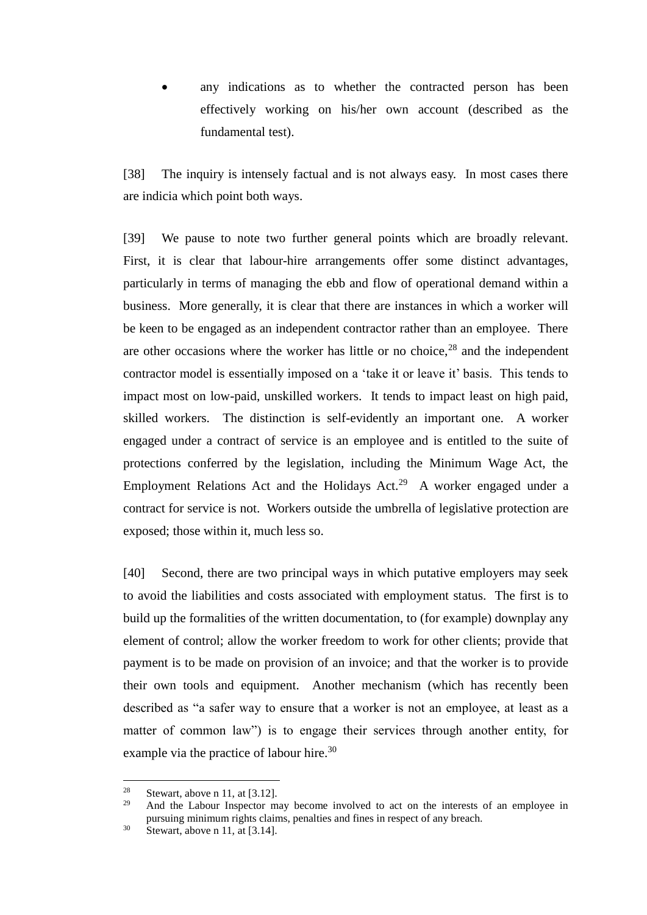- any indications as to whether the contracted person has been effectively working on his/her own account (described as the fundamental test).

[38] The inquiry is intensely factual and is not always easy. In most cases there are indicia which point both ways.

[39] We pause to note two further general points which are broadly relevant. First, it is clear that labour-hire arrangements offer some distinct advantages, particularly in terms of managing the ebb and flow of operational demand within a business. More generally, it is clear that there are instances in which a worker will be keen to be engaged as an independent contractor rather than an employee. There are other occasions where the worker has little or no choice,[28] and the independent contractor model is essentially imposed on a 'take it or leave it' basis. This tends to impact most on low-paid, unskilled workers. It tends to impact least on high paid, skilled workers. The distinction is self-evidently an important one. A worker engaged under a contract of service is an employee and is entitled to the suite of protections conferred by the legislation, including the Minimum Wage Act, the Employment Relations Act and the Holidays Act.[29] A worker engaged under a contract for service is not. Workers outside the umbrella of legislative protection are exposed; those within it, much less so.

[40] Second, there are two principal ways in which putative employers may seek to avoid the liabilities and costs associated with employment status. The first is to build up the formalities of the written documentation, to (for example) downplay any element of control; allow the worker freedom to work for other clients; provide that payment is to be made on provision of an invoice; and that the worker is to provide their own tools and equipment. Another mechanism (which has recently been described as "a safer way to ensure that a worker is not an employee, at least as a matter of common law") is to engage their services through another entity, for example via the practice of labour hire.[30]

---

[28] Stewart, above n 11, at [3.12].

[29] And the Labour Inspector may become involved to act on the interests of an employee in pursuing minimum rights claims, penalties and fines in respect of any breach.

[30] Stewart, above n 11, at [3.14].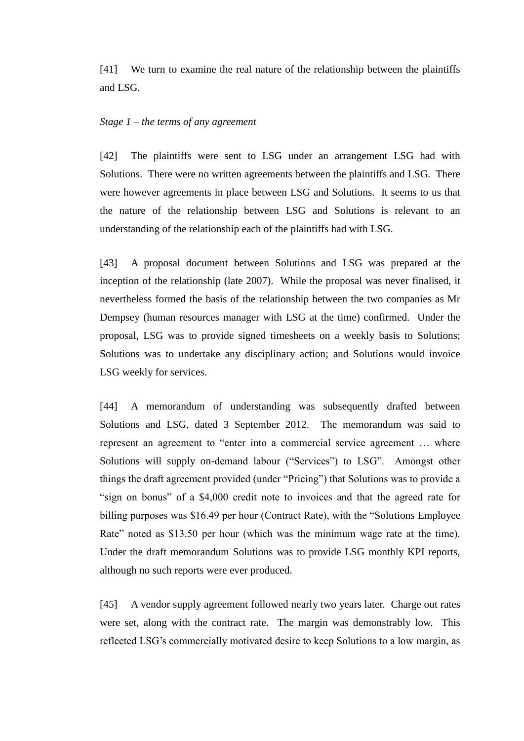[41] We turn to examine the real nature of the relationship between the plaintiffs and LSG.

*Stage 1 – the terms of any agreement*

[42] The plaintiffs were sent to LSG under an arrangement LSG had with Solutions. There were no written agreements between the plaintiffs and LSG. There were however agreements in place between LSG and Solutions. It seems to us that the nature of the relationship between LSG and Solutions is relevant to an understanding of the relationship each of the plaintiffs had with LSG.

[43] A proposal document between Solutions and LSG was prepared at the inception of the relationship (late 2007). While the proposal was never finalised, it nevertheless formed the basis of the relationship between the two companies as Mr Dempsey (human resources manager with LSG at the time) confirmed. Under the proposal, LSG was to provide signed timesheets on a weekly basis to Solutions; Solutions was to undertake any disciplinary action; and Solutions would invoice LSG weekly for services.

[44] A memorandum of understanding was subsequently drafted between Solutions and LSG, dated 3 September 2012. The memorandum was said to represent an agreement to "enter into a commercial service agreement … where Solutions will supply on-demand labour ("Services") to LSG". Amongst other things the draft agreement provided (under "Pricing") that Solutions was to provide a "sign on bonus" of a $4,000 credit note to invoices and that the agreed rate for billing purposes was $16.49 per hour (Contract Rate), with the "Solutions Employee Rate" noted as $13.50 per hour (which was the minimum wage rate at the time). Under the draft memorandum Solutions was to provide LSG monthly KPI reports, although no such reports were ever produced.

[45] A vendor supply agreement followed nearly two years later. Charge out rates were set, along with the contract rate. The margin was demonstrably low. This reflected LSG's commercially motivated desire to keep Solutions to a low margin, as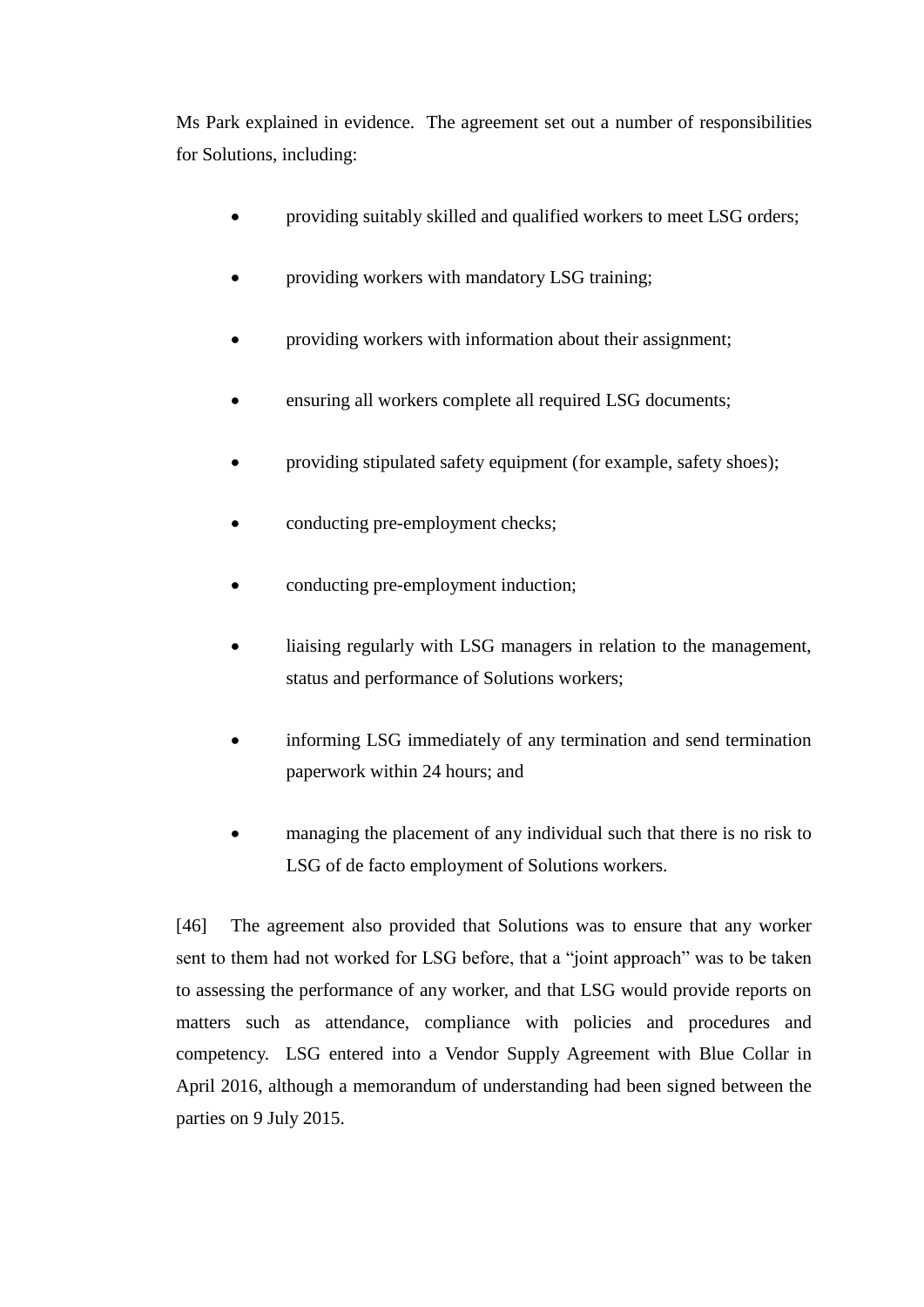Ms Park explained in evidence. The agreement set out a number of responsibilities for Solutions, including:

- providing suitably skilled and qualified workers to meet LSG orders;
- providing workers with mandatory LSG training;
- providing workers with information about their assignment;
- ensuring all workers complete all required LSG documents;
- providing stipulated safety equipment (for example, safety shoes);
- conducting pre-employment checks;
- conducting pre-employment induction;
- liaising regularly with LSG managers in relation to the management, status and performance of Solutions workers;
- informing LSG immediately of any termination and send termination paperwork within 24 hours; and
- managing the placement of any individual such that there is no risk to LSG of de facto employment of Solutions workers.

[46] The agreement also provided that Solutions was to ensure that any worker sent to them had not worked for LSG before, that a "joint approach" was to be taken to assessing the performance of any worker, and that LSG would provide reports on matters such as attendance, compliance with policies and procedures and competency. LSG entered into a Vendor Supply Agreement with Blue Collar in April 2016, although a memorandum of understanding had been signed between the parties on 9 July 2015.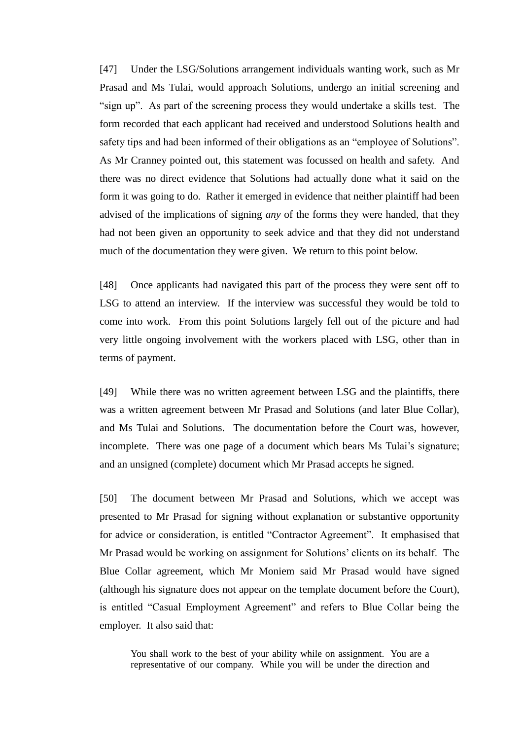[47] Under the LSG/Solutions arrangement individuals wanting work, such as Mr Prasad and Ms Tulai, would approach Solutions, undergo an initial screening and "sign up". As part of the screening process they would undertake a skills test. The form recorded that each applicant had received and understood Solutions health and safety tips and had been informed of their obligations as an "employee of Solutions". As Mr Cranney pointed out, this statement was focussed on health and safety. And there was no direct evidence that Solutions had actually done what it said on the form it was going to do. Rather it emerged in evidence that neither plaintiff had been advised of the implications of signing *any* of the forms they were handed, that they had not been given an opportunity to seek advice and that they did not understand much of the documentation they were given. We return to this point below.

[48] Once applicants had navigated this part of the process they were sent off to LSG to attend an interview. If the interview was successful they would be told to come into work. From this point Solutions largely fell out of the picture and had very little ongoing involvement with the workers placed with LSG, other than in terms of payment.

[49] While there was no written agreement between LSG and the plaintiffs, there was a written agreement between Mr Prasad and Solutions (and later Blue Collar), and Ms Tulai and Solutions. The documentation before the Court was, however, incomplete. There was one page of a document which bears Ms Tulai's signature; and an unsigned (complete) document which Mr Prasad accepts he signed.

[50] The document between Mr Prasad and Solutions, which we accept was presented to Mr Prasad for signing without explanation or substantive opportunity for advice or consideration, is entitled "Contractor Agreement". It emphasised that Mr Prasad would be working on assignment for Solutions' clients on its behalf. The Blue Collar agreement, which Mr Moniem said Mr Prasad would have signed (although his signature does not appear on the template document before the Court), is entitled "Casual Employment Agreement" and refers to Blue Collar being the employer. It also said that:

> You shall work to the best of your ability while on assignment. You are a representative of our company. While you will be under the direction and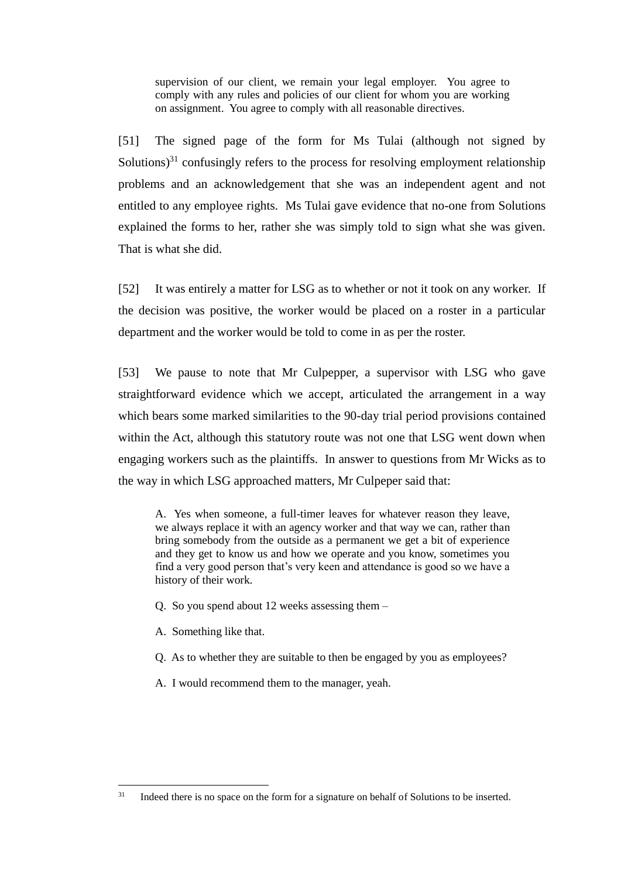> supervision of our client, we remain your legal employer. You agree to comply with any rules and policies of our client for whom you are working on assignment. You agree to comply with all reasonable directives.

[51] The signed page of the form for Ms Tulai (although not signed by Solutions)[31] confusingly refers to the process for resolving employment relationship problems and an acknowledgement that she was an independent agent and not entitled to any employee rights. Ms Tulai gave evidence that no-one from Solutions explained the forms to her, rather she was simply told to sign what she was given. That is what she did.

[52] It was entirely a matter for LSG as to whether or not it took on any worker. If the decision was positive, the worker would be placed on a roster in a particular department and the worker would be told to come in as per the roster.

[53] We pause to note that Mr Culpepper, a supervisor with LSG who gave straightforward evidence which we accept, articulated the arrangement in a way which bears some marked similarities to the 90-day trial period provisions contained within the Act, although this statutory route was not one that LSG went down when engaging workers such as the plaintiffs. In answer to questions from Mr Wicks as to the way in which LSG approached matters, Mr Culpeper said that:

> A. Yes when someone, a full-timer leaves for whatever reason they leave, we always replace it with an agency worker and that way we can, rather than bring somebody from the outside as a permanent we get a bit of experience and they get to know us and how we operate and you know, sometimes you find a very good person that's very keen and attendance is good so we have a history of their work.
>
> Q. So you spend about 12 weeks assessing them –
>
> A. Something like that.
>
> Q. As to whether they are suitable to then be engaged by you as employees?
>
> A. I would recommend them to the manager, yeah.

---

[31] Indeed there is no space on the form for a signature on behalf of Solutions to be inserted.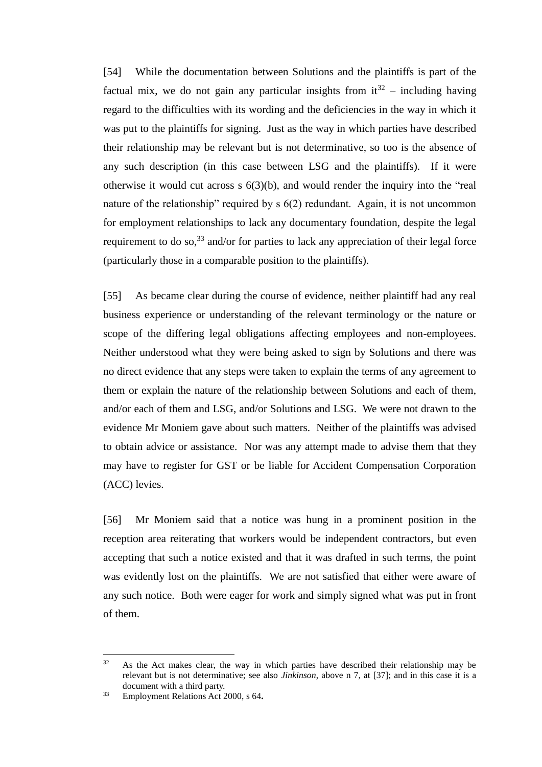[54] While the documentation between Solutions and the plaintiffs is part of the factual mix, we do not gain any particular insights from it[32] – including having regard to the difficulties with its wording and the deficiencies in the way in which it was put to the plaintiffs for signing. Just as the way in which parties have described their relationship may be relevant but is not determinative, so too is the absence of any such description (in this case between LSG and the plaintiffs). If it were otherwise it would cut across s 6(3)(b), and would render the inquiry into the "real nature of the relationship" required by s 6(2) redundant. Again, it is not uncommon for employment relationships to lack any documentary foundation, despite the legal requirement to do so,[33] and/or for parties to lack any appreciation of their legal force (particularly those in a comparable position to the plaintiffs).

[55] As became clear during the course of evidence, neither plaintiff had any real business experience or understanding of the relevant terminology or the nature or scope of the differing legal obligations affecting employees and non-employees. Neither understood what they were being asked to sign by Solutions and there was no direct evidence that any steps were taken to explain the terms of any agreement to them or explain the nature of the relationship between Solutions and each of them, and/or each of them and LSG, and/or Solutions and LSG. We were not drawn to the evidence Mr Moniem gave about such matters. Neither of the plaintiffs was advised to obtain advice or assistance. Nor was any attempt made to advise them that they may have to register for GST or be liable for Accident Compensation Corporation (ACC) levies.

[56] Mr Moniem said that a notice was hung in a prominent position in the reception area reiterating that workers would be independent contractors, but even accepting that such a notice existed and that it was drafted in such terms, the point was evidently lost on the plaintiffs. We are not satisfied that either were aware of any such notice. Both were eager for work and simply signed what was put in front of them.

---

[32] As the Act makes clear, the way in which parties have described their relationship may be relevant but is not determinative; see also *Jinkinson*, above n 7, at [37]; and in this case it is a document with a third party.

[33] Employment Relations Act 2000, s 64.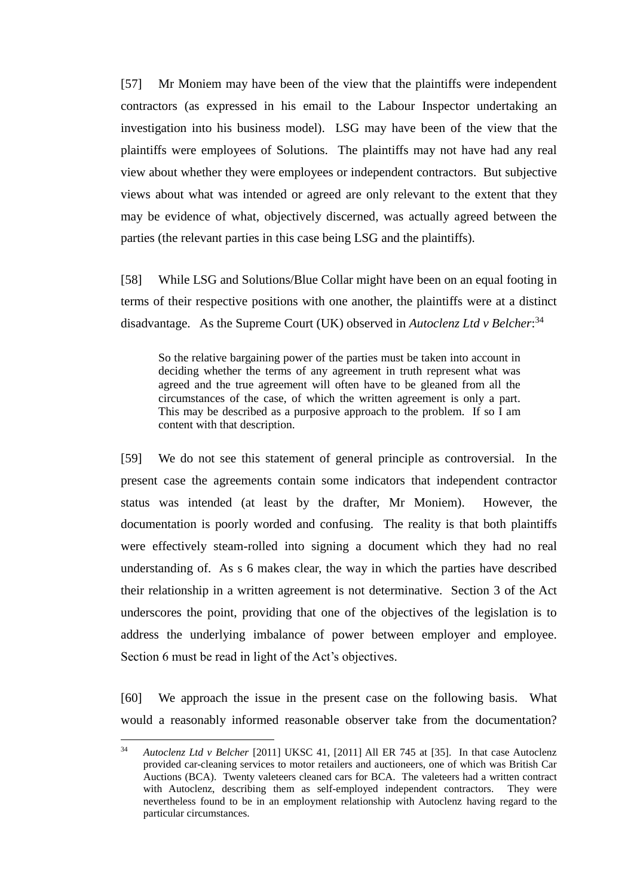[57] Mr Moniem may have been of the view that the plaintiffs were independent contractors (as expressed in his email to the Labour Inspector undertaking an investigation into his business model). LSG may have been of the view that the plaintiffs were employees of Solutions. The plaintiffs may not have had any real view about whether they were employees or independent contractors. But subjective views about what was intended or agreed are only relevant to the extent that they may be evidence of what, objectively discerned, was actually agreed between the parties (the relevant parties in this case being LSG and the plaintiffs).

[58] While LSG and Solutions/Blue Collar might have been on an equal footing in terms of their respective positions with one another, the plaintiffs were at a distinct disadvantage. As the Supreme Court (UK) observed in *Autoclenz Ltd v Belcher*:[34]

> So the relative bargaining power of the parties must be taken into account in deciding whether the terms of any agreement in truth represent what was agreed and the true agreement will often have to be gleaned from all the circumstances of the case, of which the written agreement is only a part. This may be described as a purposive approach to the problem. If so I am content with that description.

[59] We do not see this statement of general principle as controversial. In the present case the agreements contain some indicators that independent contractor status was intended (at least by the drafter, Mr Moniem). However, the documentation is poorly worded and confusing. The reality is that both plaintiffs were effectively steam-rolled into signing a document which they had no real understanding of. As s 6 makes clear, the way in which the parties have described their relationship in a written agreement is not determinative. Section 3 of the Act underscores the point, providing that one of the objectives of the legislation is to address the underlying imbalance of power between employer and employee. Section 6 must be read in light of the Act's objectives.

[60] We approach the issue in the present case on the following basis. What would a reasonably informed reasonable observer take from the documentation?

---

[34] *Autoclenz Ltd v Belcher* [2011] UKSC 41, [2011] All ER 745 at [35]. In that case Autoclenz provided car-cleaning services to motor retailers and auctioneers, one of which was British Car Auctions (BCA). Twenty valeteers cleaned cars for BCA. The valeteers had a written contract with Autoclenz, describing them as self-employed independent contractors. They were nevertheless found to be in an employment relationship with Autoclenz having regard to the particular circumstances.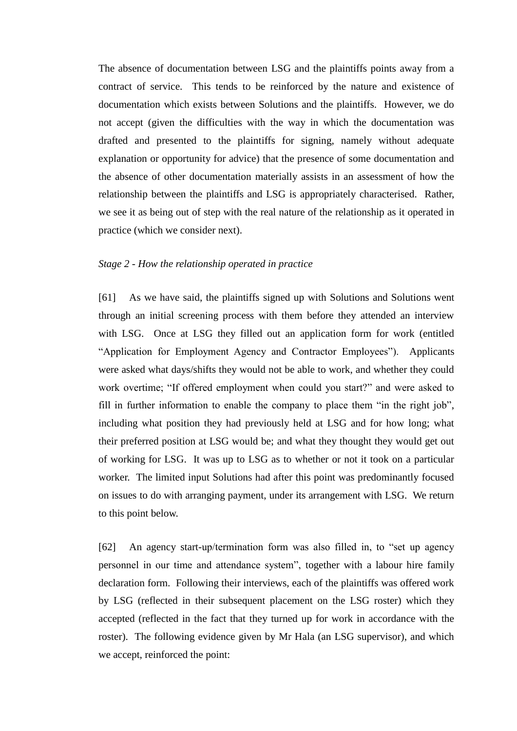The absence of documentation between LSG and the plaintiffs points away from a contract of service. This tends to be reinforced by the nature and existence of documentation which exists between Solutions and the plaintiffs. However, we do not accept (given the difficulties with the way in which the documentation was drafted and presented to the plaintiffs for signing, namely without adequate explanation or opportunity for advice) that the presence of some documentation and the absence of other documentation materially assists in an assessment of how the relationship between the plaintiffs and LSG is appropriately characterised. Rather, we see it as being out of step with the real nature of the relationship as it operated in practice (which we consider next).

*Stage 2 - How the relationship operated in practice*

[61] As we have said, the plaintiffs signed up with Solutions and Solutions went through an initial screening process with them before they attended an interview with LSG. Once at LSG they filled out an application form for work (entitled "Application for Employment Agency and Contractor Employees"). Applicants were asked what days/shifts they would not be able to work, and whether they could work overtime; "If offered employment when could you start?" and were asked to fill in further information to enable the company to place them "in the right job", including what position they had previously held at LSG and for how long; what their preferred position at LSG would be; and what they thought they would get out of working for LSG. It was up to LSG as to whether or not it took on a particular worker. The limited input Solutions had after this point was predominantly focused on issues to do with arranging payment, under its arrangement with LSG. We return to this point below.

[62] An agency start-up/termination form was also filled in, to "set up agency personnel in our time and attendance system", together with a labour hire family declaration form. Following their interviews, each of the plaintiffs was offered work by LSG (reflected in their subsequent placement on the LSG roster) which they accepted (reflected in the fact that they turned up for work in accordance with the roster). The following evidence given by Mr Hala (an LSG supervisor), and which we accept, reinforced the point: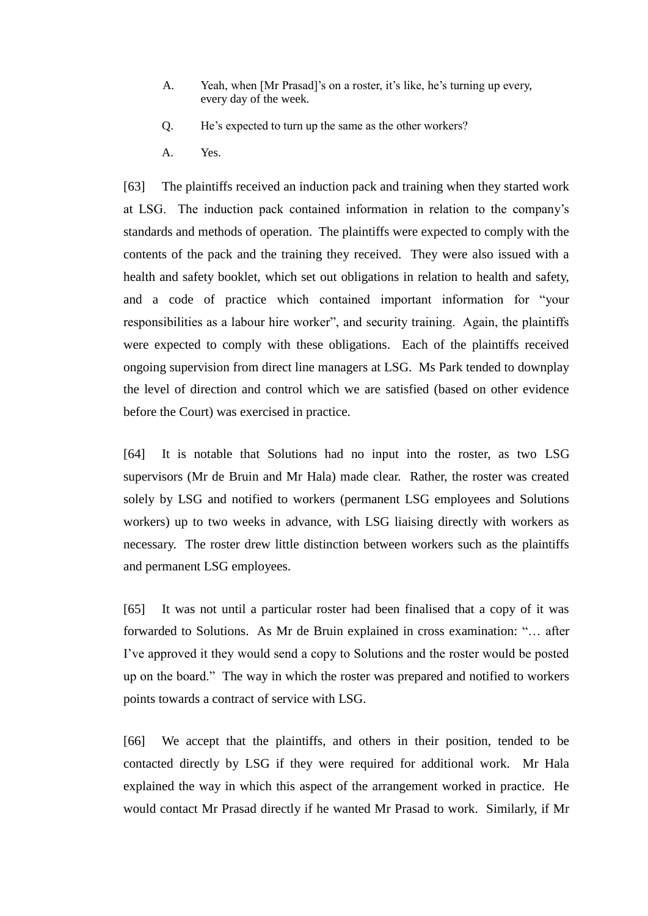A. Yeah, when [Mr Prasad]'s on a roster, it's like, he's turning up every, every day of the week.

Q. He's expected to turn up the same as the other workers?

A. Yes.

[63] The plaintiffs received an induction pack and training when they started work at LSG. The induction pack contained information in relation to the company's standards and methods of operation. The plaintiffs were expected to comply with the contents of the pack and the training they received. They were also issued with a health and safety booklet, which set out obligations in relation to health and safety, and a code of practice which contained important information for "your responsibilities as a labour hire worker", and security training. Again, the plaintiffs were expected to comply with these obligations. Each of the plaintiffs received ongoing supervision from direct line managers at LSG. Ms Park tended to downplay the level of direction and control which we are satisfied (based on other evidence before the Court) was exercised in practice.

[64] It is notable that Solutions had no input into the roster, as two LSG supervisors (Mr de Bruin and Mr Hala) made clear. Rather, the roster was created solely by LSG and notified to workers (permanent LSG employees and Solutions workers) up to two weeks in advance, with LSG liaising directly with workers as necessary. The roster drew little distinction between workers such as the plaintiffs and permanent LSG employees.

[65] It was not until a particular roster had been finalised that a copy of it was forwarded to Solutions. As Mr de Bruin explained in cross examination: "… after I've approved it they would send a copy to Solutions and the roster would be posted up on the board." The way in which the roster was prepared and notified to workers points towards a contract of service with LSG.

[66] We accept that the plaintiffs, and others in their position, tended to be contacted directly by LSG if they were required for additional work. Mr Hala explained the way in which this aspect of the arrangement worked in practice. He would contact Mr Prasad directly if he wanted Mr Prasad to work. Similarly, if Mr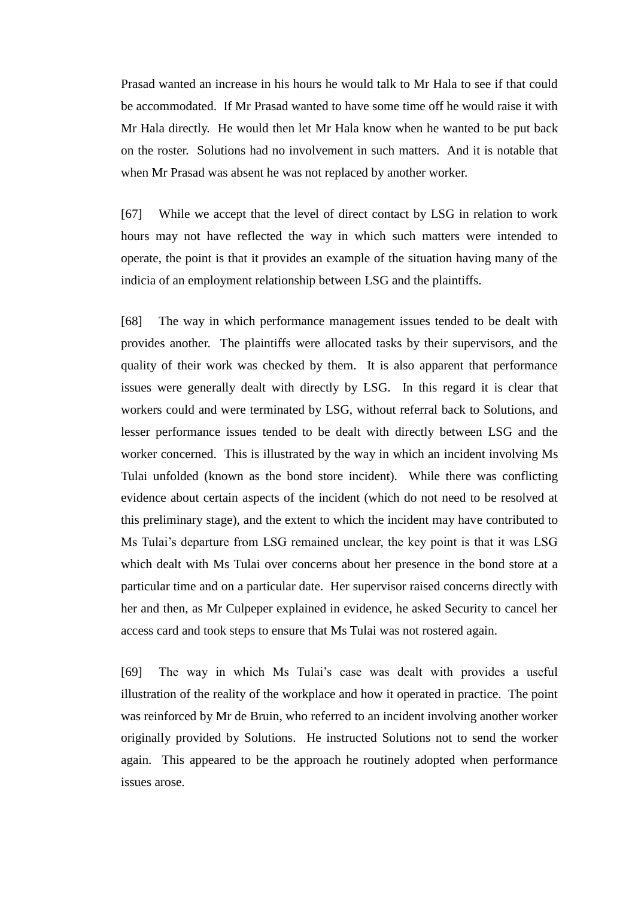Prasad wanted an increase in his hours he would talk to Mr Hala to see if that could be accommodated. If Mr Prasad wanted to have some time off he would raise it with Mr Hala directly. He would then let Mr Hala know when he wanted to be put back on the roster. Solutions had no involvement in such matters. And it is notable that when Mr Prasad was absent he was not replaced by another worker.

[67] While we accept that the level of direct contact by LSG in relation to work hours may not have reflected the way in which such matters were intended to operate, the point is that it provides an example of the situation having many of the indicia of an employment relationship between LSG and the plaintiffs.

[68] The way in which performance management issues tended to be dealt with provides another. The plaintiffs were allocated tasks by their supervisors, and the quality of their work was checked by them. It is also apparent that performance issues were generally dealt with directly by LSG. In this regard it is clear that workers could and were terminated by LSG, without referral back to Solutions, and lesser performance issues tended to be dealt with directly between LSG and the worker concerned. This is illustrated by the way in which an incident involving Ms Tulai unfolded (known as the bond store incident). While there was conflicting evidence about certain aspects of the incident (which do not need to be resolved at this preliminary stage), and the extent to which the incident may have contributed to Ms Tulai's departure from LSG remained unclear, the key point is that it was LSG which dealt with Ms Tulai over concerns about her presence in the bond store at a particular time and on a particular date. Her supervisor raised concerns directly with her and then, as Mr Culpeper explained in evidence, he asked Security to cancel her access card and took steps to ensure that Ms Tulai was not rostered again.

[69] The way in which Ms Tulai's case was dealt with provides a useful illustration of the reality of the workplace and how it operated in practice. The point was reinforced by Mr de Bruin, who referred to an incident involving another worker originally provided by Solutions. He instructed Solutions not to send the worker again. This appeared to be the approach he routinely adopted when performance issues arose.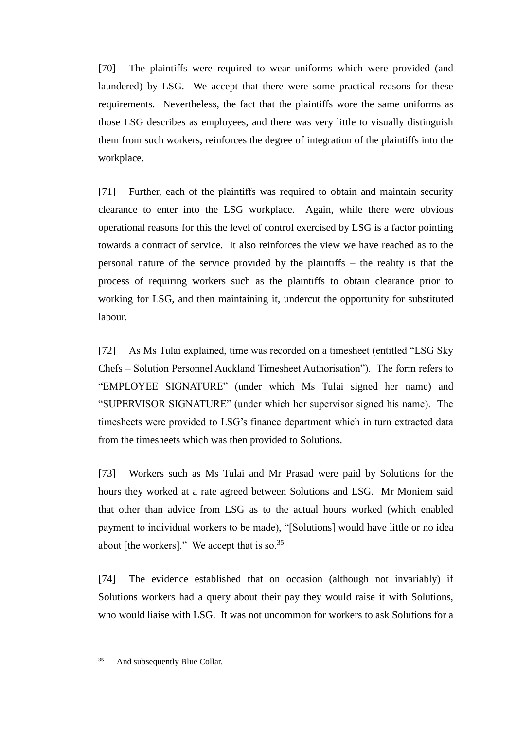[70] The plaintiffs were required to wear uniforms which were provided (and laundered) by LSG. We accept that there were some practical reasons for these requirements. Nevertheless, the fact that the plaintiffs wore the same uniforms as those LSG describes as employees, and there was very little to visually distinguish them from such workers, reinforces the degree of integration of the plaintiffs into the workplace.

[71] Further, each of the plaintiffs was required to obtain and maintain security clearance to enter into the LSG workplace. Again, while there were obvious operational reasons for this the level of control exercised by LSG is a factor pointing towards a contract of service. It also reinforces the view we have reached as to the personal nature of the service provided by the plaintiffs – the reality is that the process of requiring workers such as the plaintiffs to obtain clearance prior to working for LSG, and then maintaining it, undercut the opportunity for substituted labour.

[72] As Ms Tulai explained, time was recorded on a timesheet (entitled "LSG Sky Chefs – Solution Personnel Auckland Timesheet Authorisation"). The form refers to "EMPLOYEE SIGNATURE" (under which Ms Tulai signed her name) and "SUPERVISOR SIGNATURE" (under which her supervisor signed his name). The timesheets were provided to LSG's finance department which in turn extracted data from the timesheets which was then provided to Solutions.

[73] Workers such as Ms Tulai and Mr Prasad were paid by Solutions for the hours they worked at a rate agreed between Solutions and LSG. Mr Moniem said that other than advice from LSG as to the actual hours worked (which enabled payment to individual workers to be made), "[Solutions] would have little or no idea about [the workers]." We accept that is so.[35]

[74] The evidence established that on occasion (although not invariably) if Solutions workers had a query about their pay they would raise it with Solutions, who would liaise with LSG. It was not uncommon for workers to ask Solutions for a

---

[35] And subsequently Blue Collar.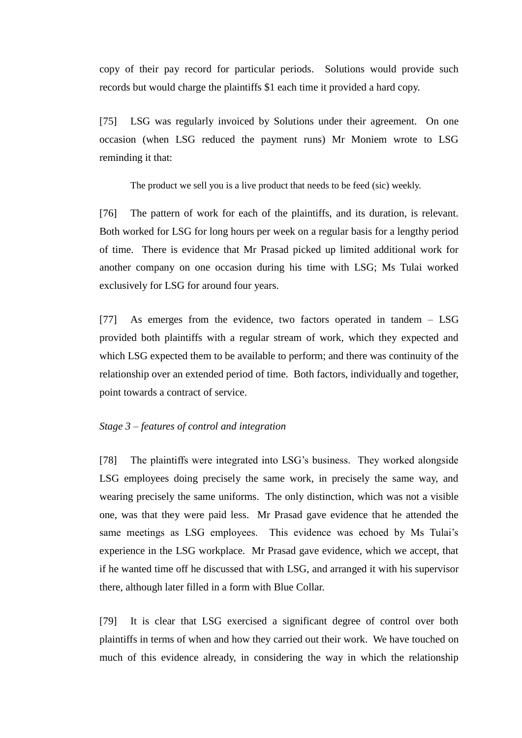copy of their pay record for particular periods. Solutions would provide such records but would charge the plaintiffs $1 each time it provided a hard copy.

[75] LSG was regularly invoiced by Solutions under their agreement. On one occasion (when LSG reduced the payment runs) Mr Moniem wrote to LSG reminding it that:

> The product we sell you is a live product that needs to be feed (sic) weekly.

[76] The pattern of work for each of the plaintiffs, and its duration, is relevant. Both worked for LSG for long hours per week on a regular basis for a lengthy period of time. There is evidence that Mr Prasad picked up limited additional work for another company on one occasion during his time with LSG; Ms Tulai worked exclusively for LSG for around four years.

[77] As emerges from the evidence, two factors operated in tandem – LSG provided both plaintiffs with a regular stream of work, which they expected and which LSG expected them to be available to perform; and there was continuity of the relationship over an extended period of time. Both factors, individually and together, point towards a contract of service.

*Stage 3 – features of control and integration*

[78] The plaintiffs were integrated into LSG's business. They worked alongside LSG employees doing precisely the same work, in precisely the same way, and wearing precisely the same uniforms. The only distinction, which was not a visible one, was that they were paid less. Mr Prasad gave evidence that he attended the same meetings as LSG employees. This evidence was echoed by Ms Tulai's experience in the LSG workplace. Mr Prasad gave evidence, which we accept, that if he wanted time off he discussed that with LSG, and arranged it with his supervisor there, although later filled in a form with Blue Collar.

[79] It is clear that LSG exercised a significant degree of control over both plaintiffs in terms of when and how they carried out their work. We have touched on much of this evidence already, in considering the way in which the relationship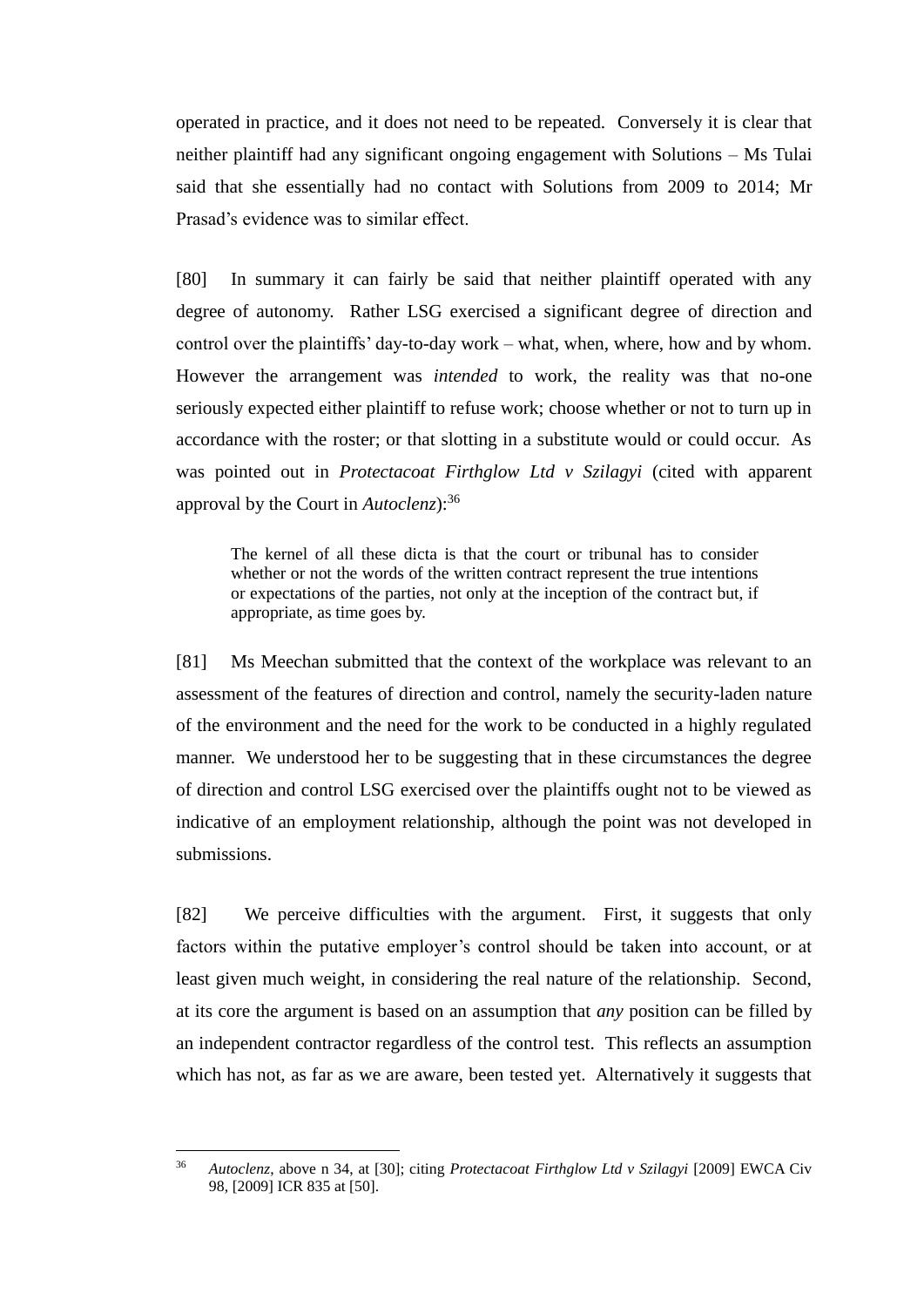operated in practice, and it does not need to be repeated. Conversely it is clear that neither plaintiff had any significant ongoing engagement with Solutions – Ms Tulai said that she essentially had no contact with Solutions from 2009 to 2014; Mr Prasad's evidence was to similar effect.

[80] In summary it can fairly be said that neither plaintiff operated with any degree of autonomy. Rather LSG exercised a significant degree of direction and control over the plaintiffs' day-to-day work – what, when, where, how and by whom. However the arrangement was *intended* to work, the reality was that no-one seriously expected either plaintiff to refuse work; choose whether or not to turn up in accordance with the roster; or that slotting in a substitute would or could occur. As was pointed out in *Protectacoat Firthglow Ltd v Szilagyi* (cited with apparent approval by the Court in *Autoclenz*):[36]

> The kernel of all these dicta is that the court or tribunal has to consider whether or not the words of the written contract represent the true intentions or expectations of the parties, not only at the inception of the contract but, if appropriate, as time goes by.

[81] Ms Meechan submitted that the context of the workplace was relevant to an assessment of the features of direction and control, namely the security-laden nature of the environment and the need for the work to be conducted in a highly regulated manner. We understood her to be suggesting that in these circumstances the degree of direction and control LSG exercised over the plaintiffs ought not to be viewed as indicative of an employment relationship, although the point was not developed in submissions.

[82] We perceive difficulties with the argument. First, it suggests that only factors within the putative employer's control should be taken into account, or at least given much weight, in considering the real nature of the relationship. Second, at its core the argument is based on an assumption that *any* position can be filled by an independent contractor regardless of the control test. This reflects an assumption which has not, as far as we are aware, been tested yet. Alternatively it suggests that

---

[36] *Autoclenz*, above n 34, at [30]; citing *Protectacoat Firthglow Ltd v Szilagyi* [2009] EWCA Civ 98, [2009] ICR 835 at [50].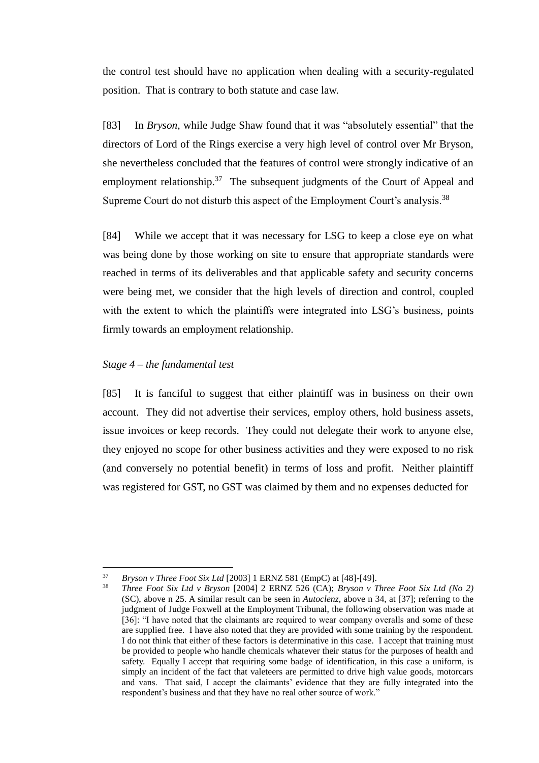the control test should have no application when dealing with a security-regulated position. That is contrary to both statute and case law.

[83] In *Bryson*, while Judge Shaw found that it was "absolutely essential" that the directors of Lord of the Rings exercise a very high level of control over Mr Bryson, she nevertheless concluded that the features of control were strongly indicative of an employment relationship.[37] The subsequent judgments of the Court of Appeal and Supreme Court do not disturb this aspect of the Employment Court's analysis.[38]

[84] While we accept that it was necessary for LSG to keep a close eye on what was being done by those working on site to ensure that appropriate standards were reached in terms of its deliverables and that applicable safety and security concerns were being met, we consider that the high levels of direction and control, coupled with the extent to which the plaintiffs were integrated into LSG's business, points firmly towards an employment relationship.

*Stage 4 – the fundamental test*

[85] It is fanciful to suggest that either plaintiff was in business on their own account. They did not advertise their services, employ others, hold business assets, issue invoices or keep records. They could not delegate their work to anyone else, they enjoyed no scope for other business activities and they were exposed to no risk (and conversely no potential benefit) in terms of loss and profit. Neither plaintiff was registered for GST, no GST was claimed by them and no expenses deducted for

---

[37] *Bryson v Three Foot Six Ltd* [2003] 1 ERNZ 581 (EmpC) at [48]-[49].

[38] *Three Foot Six Ltd v Bryson* [2004] 2 ERNZ 526 (CA); *Bryson v Three Foot Six Ltd (No 2)* (SC), above n 25. A similar result can be seen in *Autoclenz*, above n 34, at [37]; referring to the judgment of Judge Foxwell at the Employment Tribunal, the following observation was made at [36]: "I have noted that the claimants are required to wear company overalls and some of these are supplied free. I have also noted that they are provided with some training by the respondent. I do not think that either of these factors is determinative in this case. I accept that training must be provided to people who handle chemicals whatever their status for the purposes of health and safety. Equally I accept that requiring some badge of identification, in this case a uniform, is simply an incident of the fact that valeteers are permitted to drive high value goods, motorcars and vans. That said, I accept the claimants' evidence that they are fully integrated into the respondent's business and that they have no real other source of work."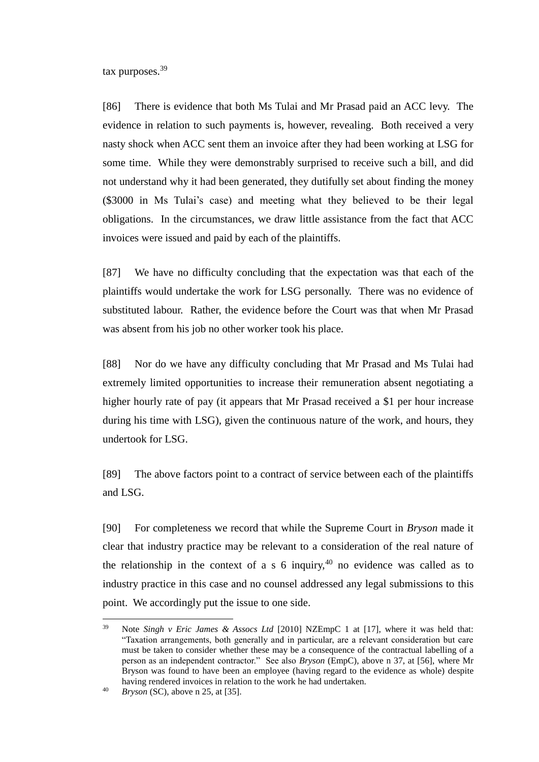tax purposes.[39]

[86] There is evidence that both Ms Tulai and Mr Prasad paid an ACC levy. The evidence in relation to such payments is, however, revealing. Both received a very nasty shock when ACC sent them an invoice after they had been working at LSG for some time. While they were demonstrably surprised to receive such a bill, and did not understand why it had been generated, they dutifully set about finding the money ($3000 in Ms Tulai's case) and meeting what they believed to be their legal obligations. In the circumstances, we draw little assistance from the fact that ACC invoices were issued and paid by each of the plaintiffs.

[87] We have no difficulty concluding that the expectation was that each of the plaintiffs would undertake the work for LSG personally. There was no evidence of substituted labour. Rather, the evidence before the Court was that when Mr Prasad was absent from his job no other worker took his place.

[88] Nor do we have any difficulty concluding that Mr Prasad and Ms Tulai had extremely limited opportunities to increase their remuneration absent negotiating a higher hourly rate of pay (it appears that Mr Prasad received a $1 per hour increase during his time with LSG), given the continuous nature of the work, and hours, they undertook for LSG.

[89] The above factors point to a contract of service between each of the plaintiffs and LSG.

[90] For completeness we record that while the Supreme Court in *Bryson* made it clear that industry practice may be relevant to a consideration of the real nature of the relationship in the context of a s 6 inquiry,[40] no evidence was called as to industry practice in this case and no counsel addressed any legal submissions to this point. We accordingly put the issue to one side.

---

[39] Note *Singh v Eric James & Assocs Ltd* [2010] NZEmpC 1 at [17], where it was held that: "Taxation arrangements, both generally and in particular, are a relevant consideration but care must be taken to consider whether these may be a consequence of the contractual labelling of a person as an independent contractor." See also *Bryson* (EmpC), above n 37, at [56], where Mr Bryson was found to have been an employee (having regard to the evidence as whole) despite having rendered invoices in relation to the work he had undertaken.

[40] *Bryson* (SC), above n 25, at [35].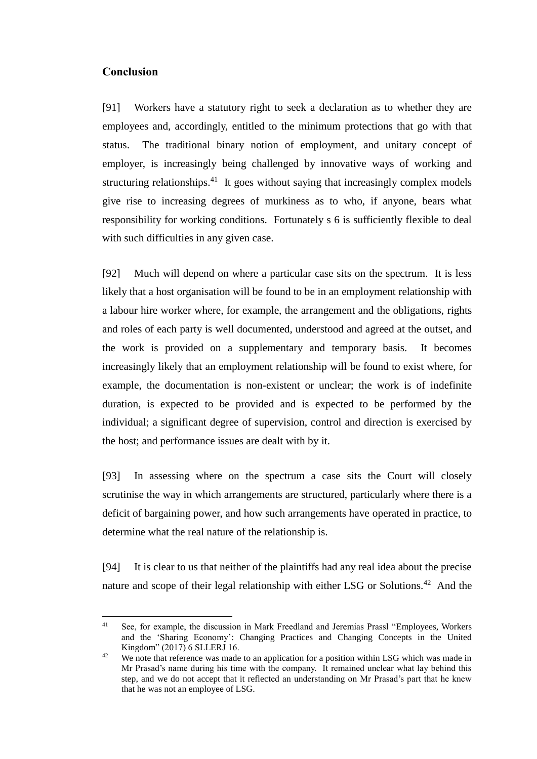## Conclusion

[91] Workers have a statutory right to seek a declaration as to whether they are employees and, accordingly, entitled to the minimum protections that go with that status. The traditional binary notion of employment, and unitary concept of employer, is increasingly being challenged by innovative ways of working and structuring relationships.[41] It goes without saying that increasingly complex models give rise to increasing degrees of murkiness as to who, if anyone, bears what responsibility for working conditions. Fortunately s 6 is sufficiently flexible to deal with such difficulties in any given case.

[92] Much will depend on where a particular case sits on the spectrum. It is less likely that a host organisation will be found to be in an employment relationship with a labour hire worker where, for example, the arrangement and the obligations, rights and roles of each party is well documented, understood and agreed at the outset, and the work is provided on a supplementary and temporary basis. It becomes increasingly likely that an employment relationship will be found to exist where, for example, the documentation is non-existent or unclear; the work is of indefinite duration, is expected to be provided and is expected to be performed by the individual; a significant degree of supervision, control and direction is exercised by the host; and performance issues are dealt with by it.

[93] In assessing where on the spectrum a case sits the Court will closely scrutinise the way in which arrangements are structured, particularly where there is a deficit of bargaining power, and how such arrangements have operated in practice, to determine what the real nature of the relationship is.

[94] It is clear to us that neither of the plaintiffs had any real idea about the precise nature and scope of their legal relationship with either LSG or Solutions.[42] And the

---

[41] See, for example, the discussion in Mark Freedland and Jeremias Prassl "Employees, Workers and the 'Sharing Economy': Changing Practices and Changing Concepts in the United Kingdom" (2017) 6 SLLERJ 16.

[42] We note that reference was made to an application for a position within LSG which was made in Mr Prasad's name during his time with the company. It remained unclear what lay behind this step, and we do not accept that it reflected an understanding on Mr Prasad's part that he knew that he was not an employee of LSG.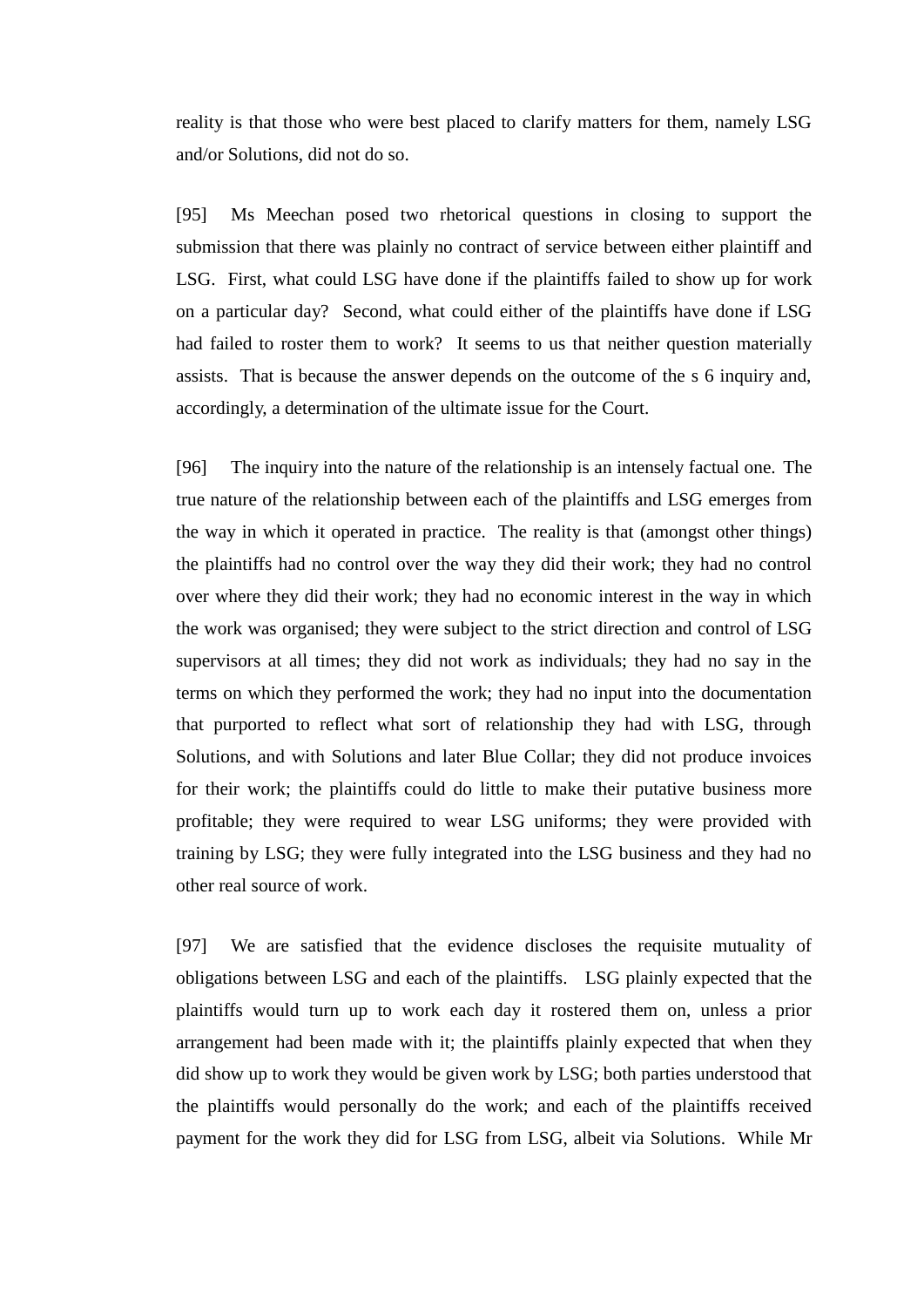reality is that those who were best placed to clarify matters for them, namely LSG and/or Solutions, did not do so.

[95] Ms Meechan posed two rhetorical questions in closing to support the submission that there was plainly no contract of service between either plaintiff and LSG. First, what could LSG have done if the plaintiffs failed to show up for work on a particular day? Second, what could either of the plaintiffs have done if LSG had failed to roster them to work? It seems to us that neither question materially assists. That is because the answer depends on the outcome of the s 6 inquiry and, accordingly, a determination of the ultimate issue for the Court.

[96] The inquiry into the nature of the relationship is an intensely factual one. The true nature of the relationship between each of the plaintiffs and LSG emerges from the way in which it operated in practice. The reality is that (amongst other things) the plaintiffs had no control over the way they did their work; they had no control over where they did their work; they had no economic interest in the way in which the work was organised; they were subject to the strict direction and control of LSG supervisors at all times; they did not work as individuals; they had no say in the terms on which they performed the work; they had no input into the documentation that purported to reflect what sort of relationship they had with LSG, through Solutions, and with Solutions and later Blue Collar; they did not produce invoices for their work; the plaintiffs could do little to make their putative business more profitable; they were required to wear LSG uniforms; they were provided with training by LSG; they were fully integrated into the LSG business and they had no other real source of work.

[97] We are satisfied that the evidence discloses the requisite mutuality of obligations between LSG and each of the plaintiffs. LSG plainly expected that the plaintiffs would turn up to work each day it rostered them on, unless a prior arrangement had been made with it; the plaintiffs plainly expected that when they did show up to work they would be given work by LSG; both parties understood that the plaintiffs would personally do the work; and each of the plaintiffs received payment for the work they did for LSG from LSG, albeit via Solutions. While Mr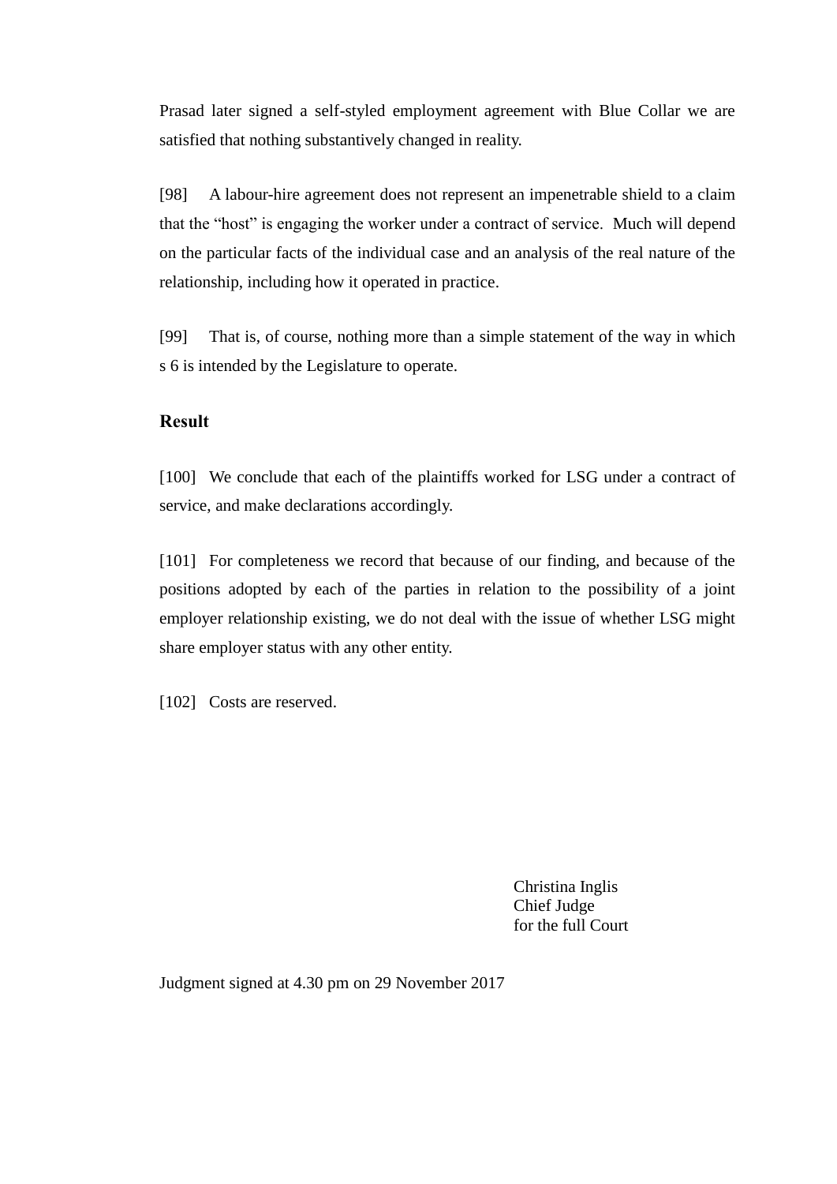Prasad later signed a self-styled employment agreement with Blue Collar we are satisfied that nothing substantively changed in reality.

[98] A labour-hire agreement does not represent an impenetrable shield to a claim that the "host" is engaging the worker under a contract of service. Much will depend on the particular facts of the individual case and an analysis of the real nature of the relationship, including how it operated in practice.

[99] That is, of course, nothing more than a simple statement of the way in which s 6 is intended by the Legislature to operate.

## Result

[100] We conclude that each of the plaintiffs worked for LSG under a contract of service, and make declarations accordingly.

[101] For completeness we record that because of our finding, and because of the positions adopted by each of the parties in relation to the possibility of a joint employer relationship existing, we do not deal with the issue of whether LSG might share employer status with any other entity.

[102] Costs are reserved.

Christina Inglis
Chief Judge
for the full Court

Judgment signed at 4.30 pm on 29 November 2017